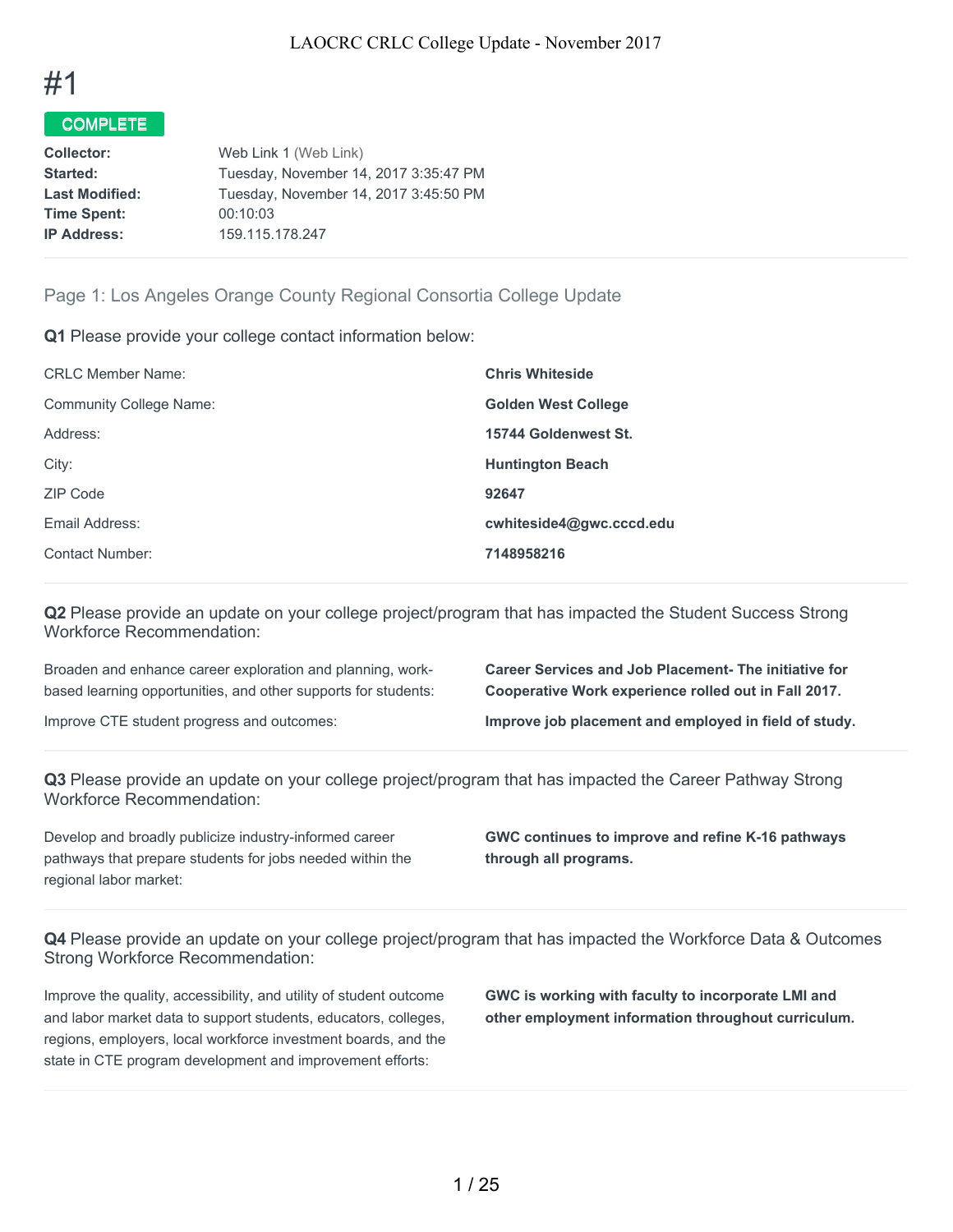# #1

**COMPLETE**

| | |
|---|---|
| **Collector:** | Web Link 1 (Web Link) |
| **Started:** | Tuesday, November 14, 2017 3:35:47 PM |
| **Last Modified:** | Tuesday, November 14, 2017 3:45:50 PM |
| **Time Spent:** | 00:10:03 |
| **IP Address:** | 159.115.178.247 |

## Page 1: Los Angeles Orange County Regional Consortia College Update

**Q1** Please provide your college contact information below:

| | |
|---|---|
| CRLC Member Name: | **Chris Whiteside** |
| Community College Name: | **Golden West College** |
| Address: | **15744 Goldenwest St.** |
| City: | **Huntington Beach** |
| ZIP Code | **92647** |
| Email Address: | **cwhiteside4@gwc.cccd.edu** |
| Contact Number: | **7148958216** |

**Q2** Please provide an update on your college project/program that has impacted the Student Success Strong Workforce Recommendation:

| | |
|---|---|
| Broaden and enhance career exploration and planning, work-based learning opportunities, and other supports for students: | **Career Services and Job Placement- The initiative for Cooperative Work experience rolled out in Fall 2017.** |
| Improve CTE student progress and outcomes: | **Improve job placement and employed in field of study.** |

**Q3** Please provide an update on your college project/program that has impacted the Career Pathway Strong Workforce Recommendation:

| | |
|---|---|
| Develop and broadly publicize industry-informed career pathways that prepare students for jobs needed within the regional labor market: | **GWC continues to improve and refine K-16 pathways through all programs.** |

**Q4** Please provide an update on your college project/program that has impacted the Workforce Data & Outcomes Strong Workforce Recommendation:

| | |
|---|---|
| Improve the quality, accessibility, and utility of student outcome and labor market data to support students, educators, colleges, regions, employers, local workforce investment boards, and the state in CTE program development and improvement efforts: | **GWC is working with faculty to incorporate LMI and other employment information throughout curriculum.** |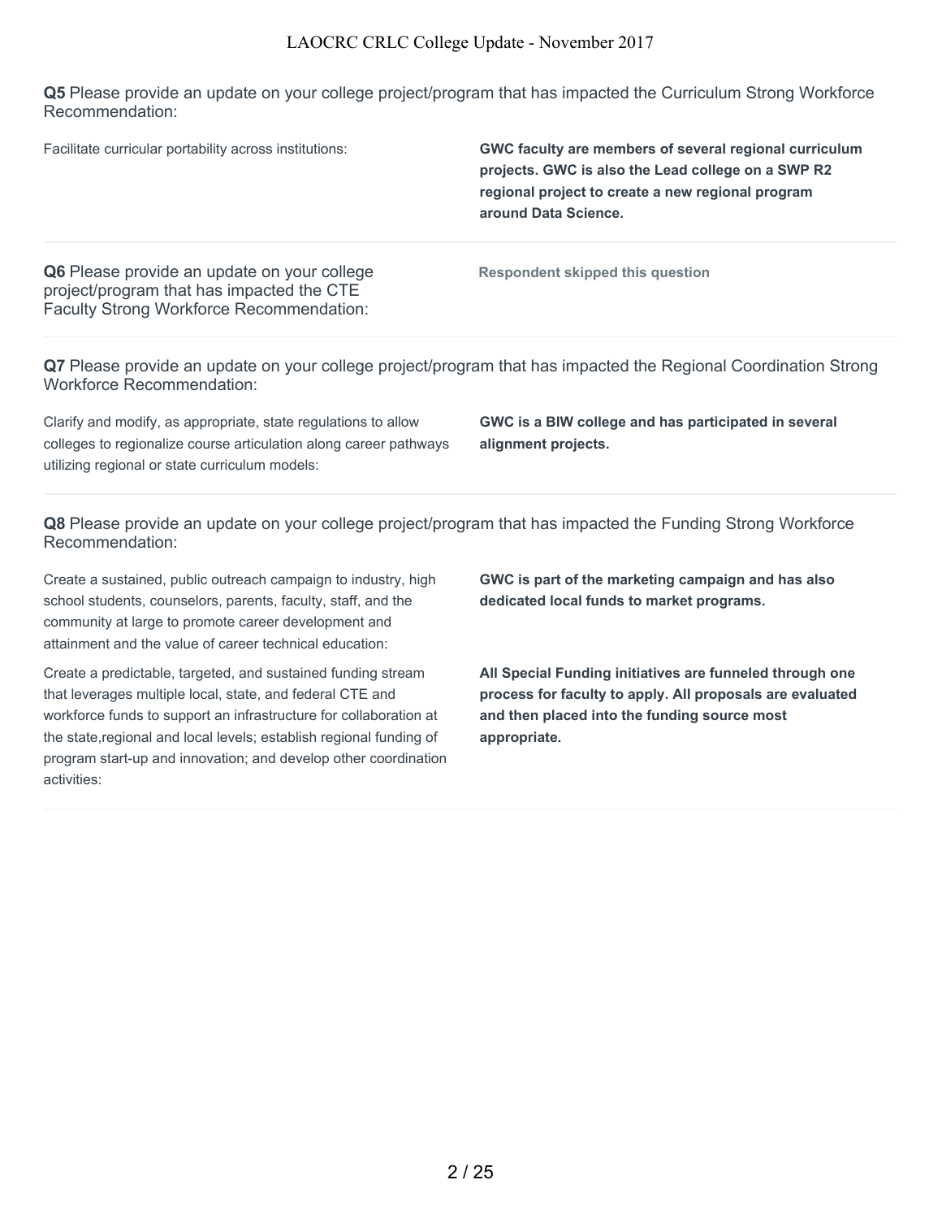**Q5** Please provide an update on your college project/program that has impacted the Curriculum Strong Workforce Recommendation:

| | |
|---|---|
| Facilitate curricular portability across institutions: | **GWC faculty are members of several regional curriculum projects. GWC is also the Lead college on a SWP R2 regional project to create a new regional program around Data Science.** |

**Q6** Please provide an update on your college project/program that has impacted the CTE Faculty Strong Workforce Recommendation:

**Respondent skipped this question**

**Q7** Please provide an update on your college project/program that has impacted the Regional Coordination Strong Workforce Recommendation:

| | |
|---|---|
| Clarify and modify, as appropriate, state regulations to allow colleges to regionalize course articulation along career pathways utilizing regional or state curriculum models: | **GWC is a BIW college and has participated in several alignment projects.** |

**Q8** Please provide an update on your college project/program that has impacted the Funding Strong Workforce Recommendation:

| | |
|---|---|
| Create a sustained, public outreach campaign to industry, high school students, counselors, parents, faculty, staff, and the community at large to promote career development and attainment and the value of career technical education: | **GWC is part of the marketing campaign and has also dedicated local funds to market programs.** |
| Create a predictable, targeted, and sustained funding stream that leverages multiple local, state, and federal CTE and workforce funds to support an infrastructure for collaboration at the state,regional and local levels; establish regional funding of program start-up and innovation; and develop other coordination activities: | **All Special Funding initiatives are funneled through one process for faculty to apply. All proposals are evaluated and then placed into the funding source most appropriate.** |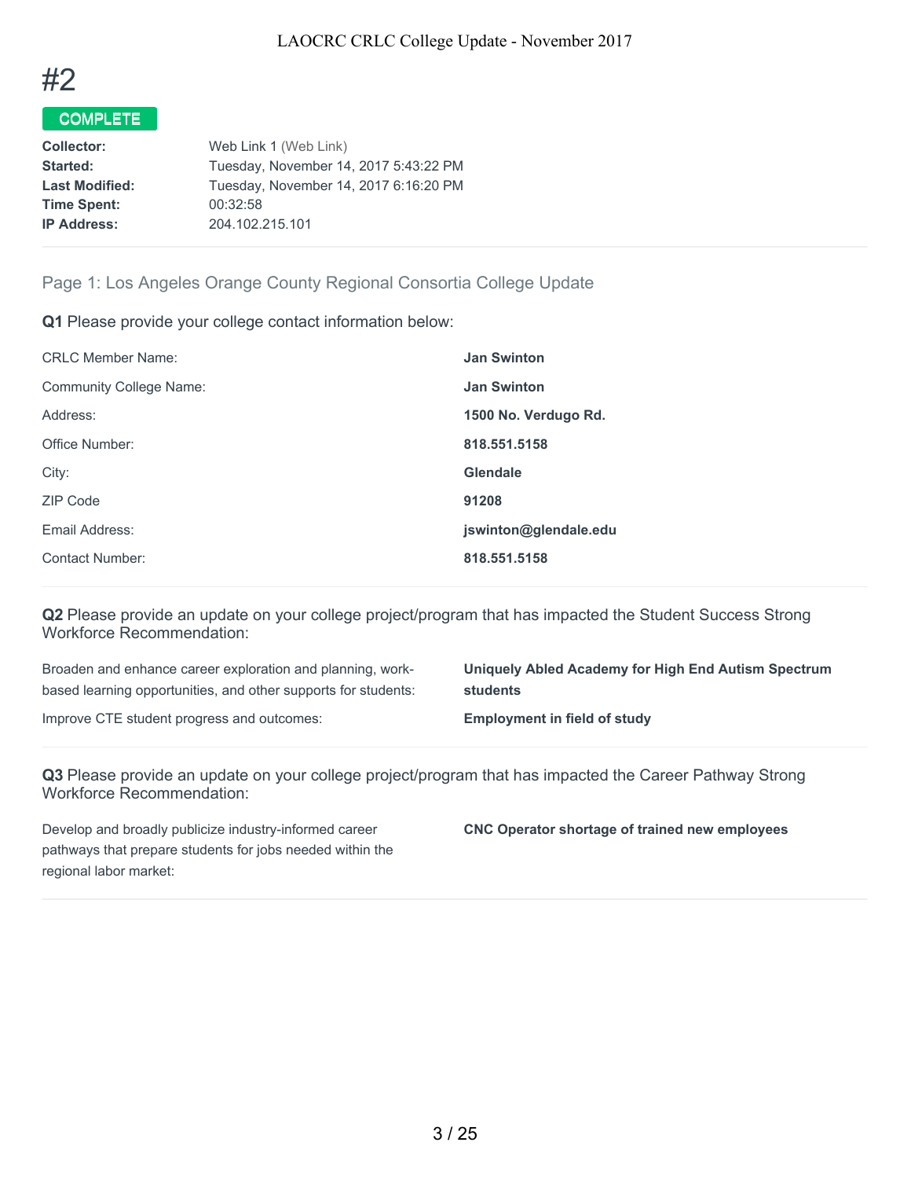# #2

**COMPLETE**

| | |
|---|---|
| **Collector:** | Web Link 1 (Web Link) |
| **Started:** | Tuesday, November 14, 2017 5:43:22 PM |
| **Last Modified:** | Tuesday, November 14, 2017 6:16:20 PM |
| **Time Spent:** | 00:32:58 |
| **IP Address:** | 204.102.215.101 |

## Page 1: Los Angeles Orange County Regional Consortia College Update

**Q1** Please provide your college contact information below:

| | |
|---|---|
| CRLC Member Name: | **Jan Swinton** |
| Community College Name: | **Jan Swinton** |
| Address: | **1500 No. Verdugo Rd.** |
| Office Number: | **818.551.5158** |
| City: | **Glendale** |
| ZIP Code | **91208** |
| Email Address: | **jswinton@glendale.edu** |
| Contact Number: | **818.551.5158** |

**Q2** Please provide an update on your college project/program that has impacted the Student Success Strong Workforce Recommendation:

| | |
|---|---|
| Broaden and enhance career exploration and planning, work-based learning opportunities, and other supports for students: | **Uniquely Abled Academy for High End Autism Spectrum students** |
| Improve CTE student progress and outcomes: | **Employment in field of study** |

**Q3** Please provide an update on your college project/program that has impacted the Career Pathway Strong Workforce Recommendation:

| | |
|---|---|
| Develop and broadly publicize industry-informed career pathways that prepare students for jobs needed within the regional labor market: | **CNC Operator shortage of trained new employees** |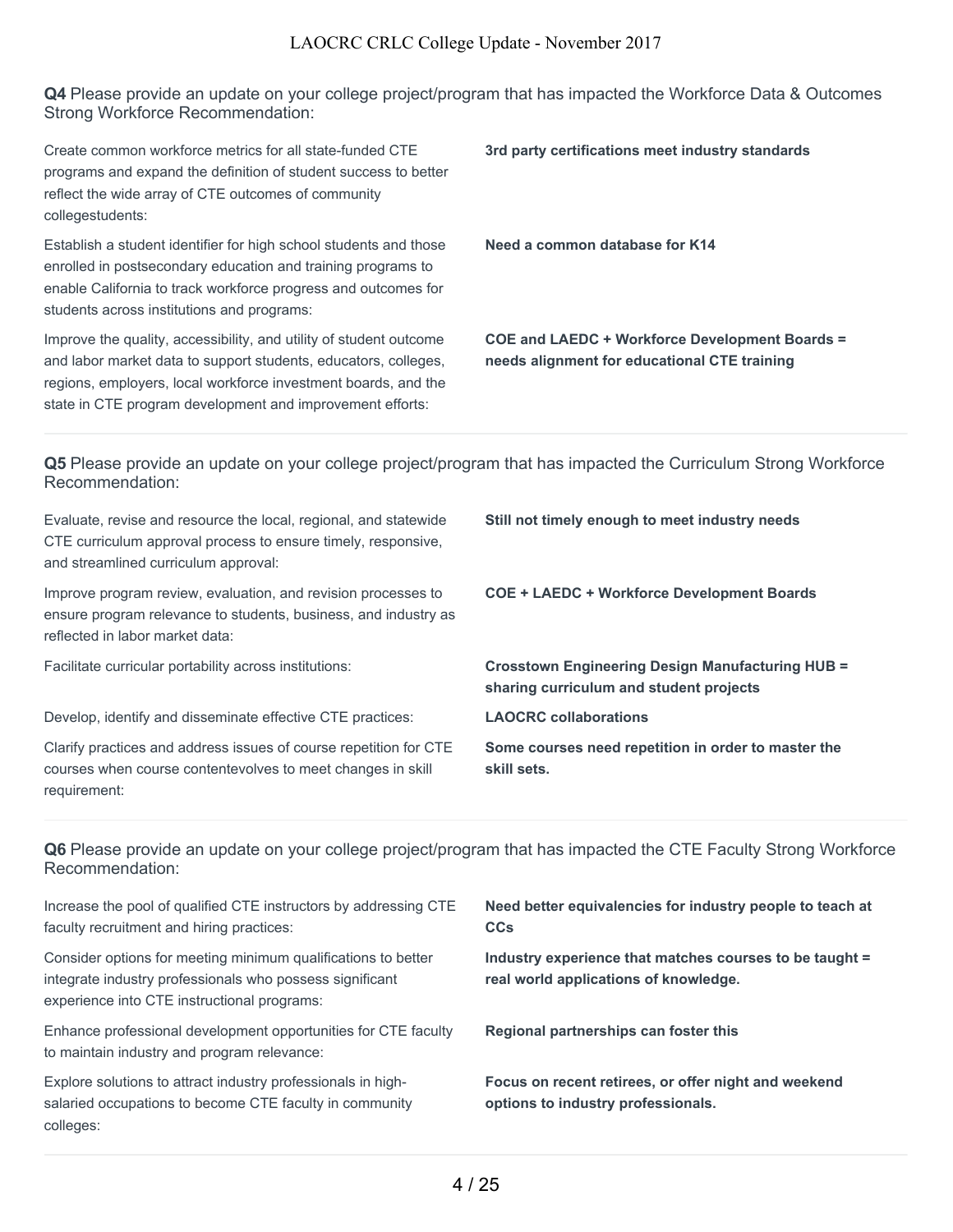**Q4** Please provide an update on your college project/program that has impacted the Workforce Data & Outcomes Strong Workforce Recommendation:

| | |
|---|---|
| Create common workforce metrics for all state-funded CTE programs and expand the definition of student success to better reflect the wide array of CTE outcomes of community collegestudents: | **3rd party certifications meet industry standards** |
| Establish a student identifier for high school students and those enrolled in postsecondary education and training programs to enable California to track workforce progress and outcomes for students across institutions and programs: | **Need a common database for K14** |
| Improve the quality, accessibility, and utility of student outcome and labor market data to support students, educators, colleges, regions, employers, local workforce investment boards, and the state in CTE program development and improvement efforts: | **COE and LAEDC + Workforce Development Boards = needs alignment for educational CTE training** |

**Q5** Please provide an update on your college project/program that has impacted the Curriculum Strong Workforce Recommendation:

| | |
|---|---|
| Evaluate, revise and resource the local, regional, and statewide CTE curriculum approval process to ensure timely, responsive, and streamlined curriculum approval: | **Still not timely enough to meet industry needs** |
| Improve program review, evaluation, and revision processes to ensure program relevance to students, business, and industry as reflected in labor market data: | **COE + LAEDC + Workforce Development Boards** |
| Facilitate curricular portability across institutions: | **Crosstown Engineering Design Manufacturing HUB = sharing curriculum and student projects** |
| Develop, identify and disseminate effective CTE practices: | **LAOCRC collaborations** |
| Clarify practices and address issues of course repetition for CTE courses when course contentevolves to meet changes in skill requirement: | **Some courses need repetition in order to master the skill sets.** |

**Q6** Please provide an update on your college project/program that has impacted the CTE Faculty Strong Workforce Recommendation:

| | |
|---|---|
| Increase the pool of qualified CTE instructors by addressing CTE faculty recruitment and hiring practices: | **Need better equivalencies for industry people to teach at CCs** |
| Consider options for meeting minimum qualifications to better integrate industry professionals who possess significant experience into CTE instructional programs: | **Industry experience that matches courses to be taught = real world applications of knowledge.** |
| Enhance professional development opportunities for CTE faculty to maintain industry and program relevance: | **Regional partnerships can foster this** |
| Explore solutions to attract industry professionals in high-salaried occupations to become CTE faculty in community colleges: | **Focus on recent retirees, or offer night and weekend options to industry professionals.** |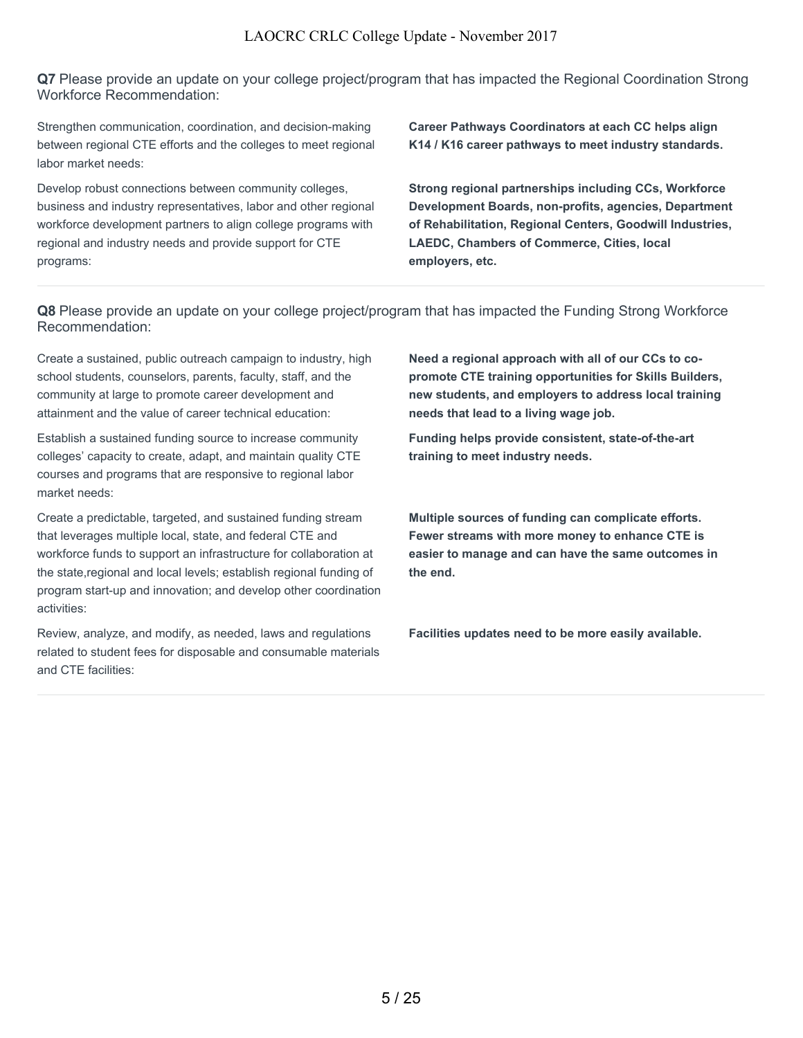**Q7** Please provide an update on your college project/program that has impacted the Regional Coordination Strong Workforce Recommendation:

| | |
|---|---|
| Strengthen communication, coordination, and decision-making between regional CTE efforts and the colleges to meet regional labor market needs: | **Career Pathways Coordinators at each CC helps align K14 / K16 career pathways to meet industry standards.** |
| Develop robust connections between community colleges, business and industry representatives, labor and other regional workforce development partners to align college programs with regional and industry needs and provide support for CTE programs: | **Strong regional partnerships including CCs, Workforce Development Boards, non-profits, agencies, Department of Rehabilitation, Regional Centers, Goodwill Industries, LAEDC, Chambers of Commerce, Cities, local employers, etc.** |

**Q8** Please provide an update on your college project/program that has impacted the Funding Strong Workforce Recommendation:

| | |
|---|---|
| Create a sustained, public outreach campaign to industry, high school students, counselors, parents, faculty, staff, and the community at large to promote career development and attainment and the value of career technical education: | **Need a regional approach with all of our CCs to co-promote CTE training opportunities for Skills Builders, new students, and employers to address local training needs that lead to a living wage job.** |
| Establish a sustained funding source to increase community colleges' capacity to create, adapt, and maintain quality CTE courses and programs that are responsive to regional labor market needs: | **Funding helps provide consistent, state-of-the-art training to meet industry needs.** |
| Create a predictable, targeted, and sustained funding stream that leverages multiple local, state, and federal CTE and workforce funds to support an infrastructure for collaboration at the state,regional and local levels; establish regional funding of program start-up and innovation; and develop other coordination activities: | **Multiple sources of funding can complicate efforts. Fewer streams with more money to enhance CTE is easier to manage and can have the same outcomes in the end.** |
| Review, analyze, and modify, as needed, laws and regulations related to student fees for disposable and consumable materials and CTE facilities: | **Facilities updates need to be more easily available.** |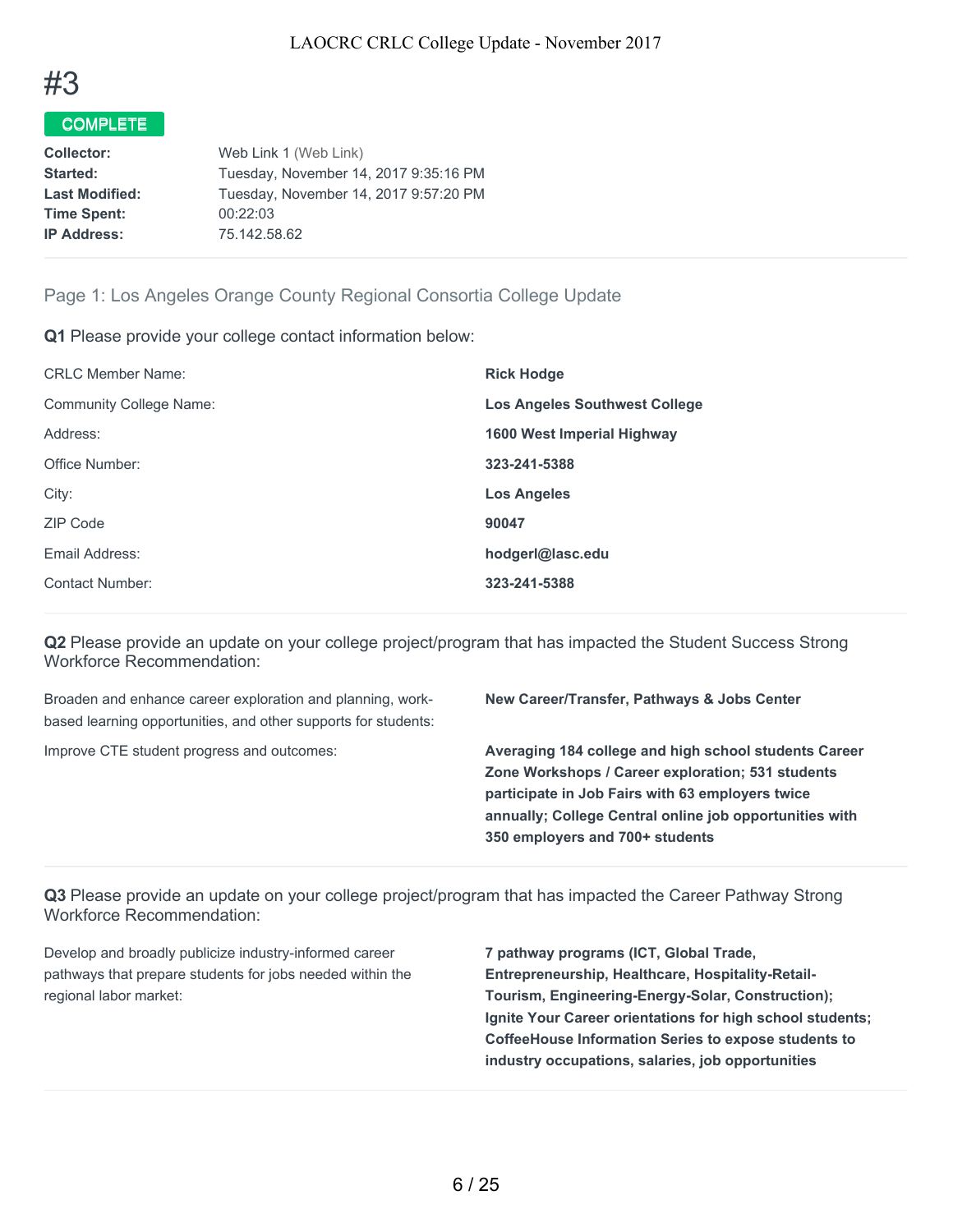# #3

**COMPLETE**

| | |
|---|---|
| **Collector:** | Web Link 1 (Web Link) |
| **Started:** | Tuesday, November 14, 2017 9:35:16 PM |
| **Last Modified:** | Tuesday, November 14, 2017 9:57:20 PM |
| **Time Spent:** | 00:22:03 |
| **IP Address:** | 75.142.58.62 |

## Page 1: Los Angeles Orange County Regional Consortia College Update

**Q1** Please provide your college contact information below:

| | |
|---|---|
| CRLC Member Name: | **Rick Hodge** |
| Community College Name: | **Los Angeles Southwest College** |
| Address: | **1600 West Imperial Highway** |
| Office Number: | **323-241-5388** |
| City: | **Los Angeles** |
| ZIP Code | **90047** |
| Email Address: | **hodgerl@lasc.edu** |
| Contact Number: | **323-241-5388** |

**Q2** Please provide an update on your college project/program that has impacted the Student Success Strong Workforce Recommendation:

| | |
|---|---|
| Broaden and enhance career exploration and planning, work-based learning opportunities, and other supports for students: | **New Career/Transfer, Pathways & Jobs Center** |
| Improve CTE student progress and outcomes: | **Averaging 184 college and high school students Career Zone Workshops / Career exploration; 531 students participate in Job Fairs with 63 employers twice annually; College Central online job opportunities with 350 employers and 700+ students** |

**Q3** Please provide an update on your college project/program that has impacted the Career Pathway Strong Workforce Recommendation:

| | |
|---|---|
| Develop and broadly publicize industry-informed career pathways that prepare students for jobs needed within the regional labor market: | **7 pathway programs (ICT, Global Trade, Entrepreneurship, Healthcare, Hospitality-Retail-Tourism, Engineering-Energy-Solar, Construction); Ignite Your Career orientations for high school students; CoffeeHouse Information Series to expose students to industry occupations, salaries, job opportunities** |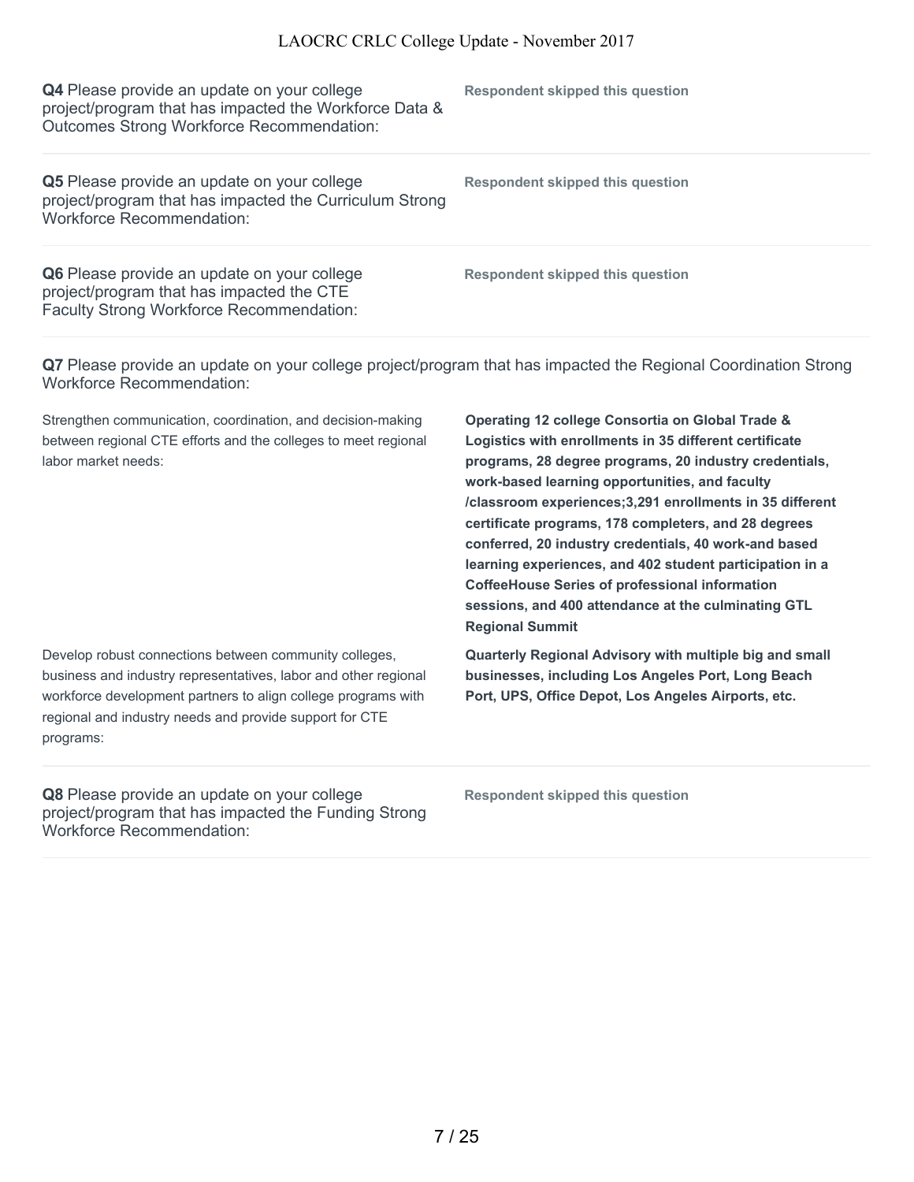**Q4** Please provide an update on your college project/program that has impacted the Workforce Data & Outcomes Strong Workforce Recommendation:

**Respondent skipped this question**

---

**Q5** Please provide an update on your college project/program that has impacted the Curriculum Strong Workforce Recommendation:

**Respondent skipped this question**

---

**Q6** Please provide an update on your college project/program that has impacted the CTE Faculty Strong Workforce Recommendation:

**Respondent skipped this question**

---

**Q7** Please provide an update on your college project/program that has impacted the Regional Coordination Strong Workforce Recommendation:

| | |
|---|---|
| Strengthen communication, coordination, and decision-making between regional CTE efforts and the colleges to meet regional labor market needs: | **Operating 12 college Consortia on Global Trade & Logistics with enrollments in 35 different certificate programs, 28 degree programs, 20 industry credentials, work-based learning opportunities, and faculty /classroom experiences;3,291 enrollments in 35 different certificate programs, 178 completers, and 28 degrees conferred, 20 industry credentials, 40 work-and based learning experiences, and 402 student participation in a CoffeeHouse Series of professional information sessions, and 400 attendance at the culminating GTL Regional Summit** |
| Develop robust connections between community colleges, business and industry representatives, labor and other regional workforce development partners to align college programs with regional and industry needs and provide support for CTE programs: | **Quarterly Regional Advisory with multiple big and small businesses, including Los Angeles Port, Long Beach Port, UPS, Office Depot, Los Angeles Airports, etc.** |

---

**Q8** Please provide an update on your college project/program that has impacted the Funding Strong Workforce Recommendation:

**Respondent skipped this question**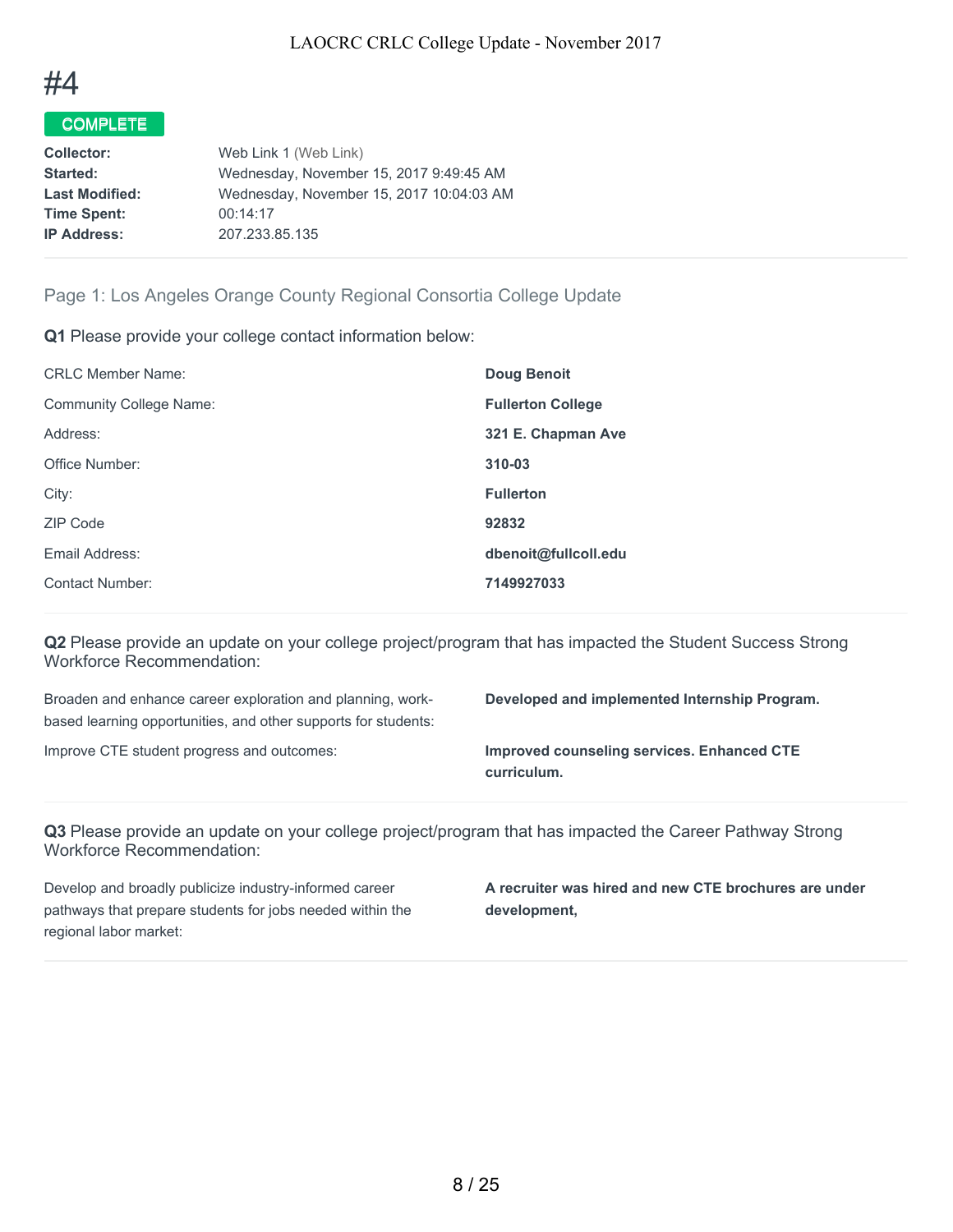# #4

**COMPLETE**

| | |
|---|---|
| **Collector:** | Web Link 1 (Web Link) |
| **Started:** | Wednesday, November 15, 2017 9:49:45 AM |
| **Last Modified:** | Wednesday, November 15, 2017 10:04:03 AM |
| **Time Spent:** | 00:14:17 |
| **IP Address:** | 207.233.85.135 |

## Page 1: Los Angeles Orange County Regional Consortia College Update

**Q1** Please provide your college contact information below:

| | |
|---|---|
| CRLC Member Name: | **Doug Benoit** |
| Community College Name: | **Fullerton College** |
| Address: | **321 E. Chapman Ave** |
| Office Number: | **310-03** |
| City: | **Fullerton** |
| ZIP Code | **92832** |
| Email Address: | **dbenoit@fullcoll.edu** |
| Contact Number: | **7149927033** |

**Q2** Please provide an update on your college project/program that has impacted the Student Success Strong Workforce Recommendation:

| | |
|---|---|
| Broaden and enhance career exploration and planning, work-based learning opportunities, and other supports for students: | **Developed and implemented Internship Program.** |
| Improve CTE student progress and outcomes: | **Improved counseling services. Enhanced CTE curriculum.** |

**Q3** Please provide an update on your college project/program that has impacted the Career Pathway Strong Workforce Recommendation:

| | |
|---|---|
| Develop and broadly publicize industry-informed career pathways that prepare students for jobs needed within the regional labor market: | **A recruiter was hired and new CTE brochures are under development,** |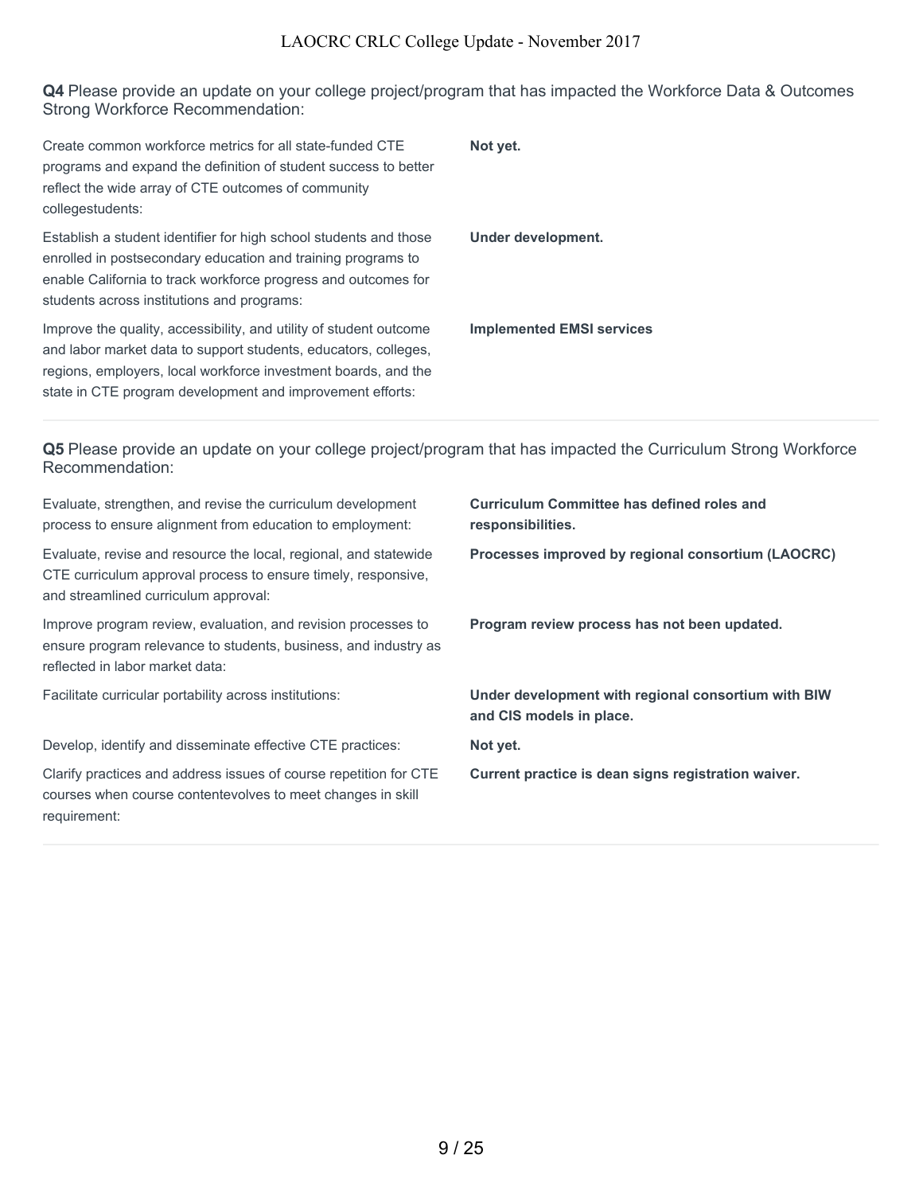**Q4** Please provide an update on your college project/program that has impacted the Workforce Data & Outcomes Strong Workforce Recommendation:

| | |
|---|---|
| Create common workforce metrics for all state-funded CTE programs and expand the definition of student success to better reflect the wide array of CTE outcomes of community collegestudents: | **Not yet.** |
| Establish a student identifier for high school students and those enrolled in postsecondary education and training programs to enable California to track workforce progress and outcomes for students across institutions and programs: | **Under development.** |
| Improve the quality, accessibility, and utility of student outcome and labor market data to support students, educators, colleges, regions, employers, local workforce investment boards, and the state in CTE program development and improvement efforts: | **Implemented EMSI services** |

**Q5** Please provide an update on your college project/program that has impacted the Curriculum Strong Workforce Recommendation:

| | |
|---|---|
| Evaluate, strengthen, and revise the curriculum development process to ensure alignment from education to employment: | **Curriculum Committee has defined roles and responsibilities.** |
| Evaluate, revise and resource the local, regional, and statewide CTE curriculum approval process to ensure timely, responsive, and streamlined curriculum approval: | **Processes improved by regional consortium (LAOCRC)** |
| Improve program review, evaluation, and revision processes to ensure program relevance to students, business, and industry as reflected in labor market data: | **Program review process has not been updated.** |
| Facilitate curricular portability across institutions: | **Under development with regional consortium with BIW and CIS models in place.** |
| Develop, identify and disseminate effective CTE practices: | **Not yet.** |
| Clarify practices and address issues of course repetition for CTE courses when course contentevolves to meet changes in skill requirement: | **Current practice is dean signs registration waiver.** |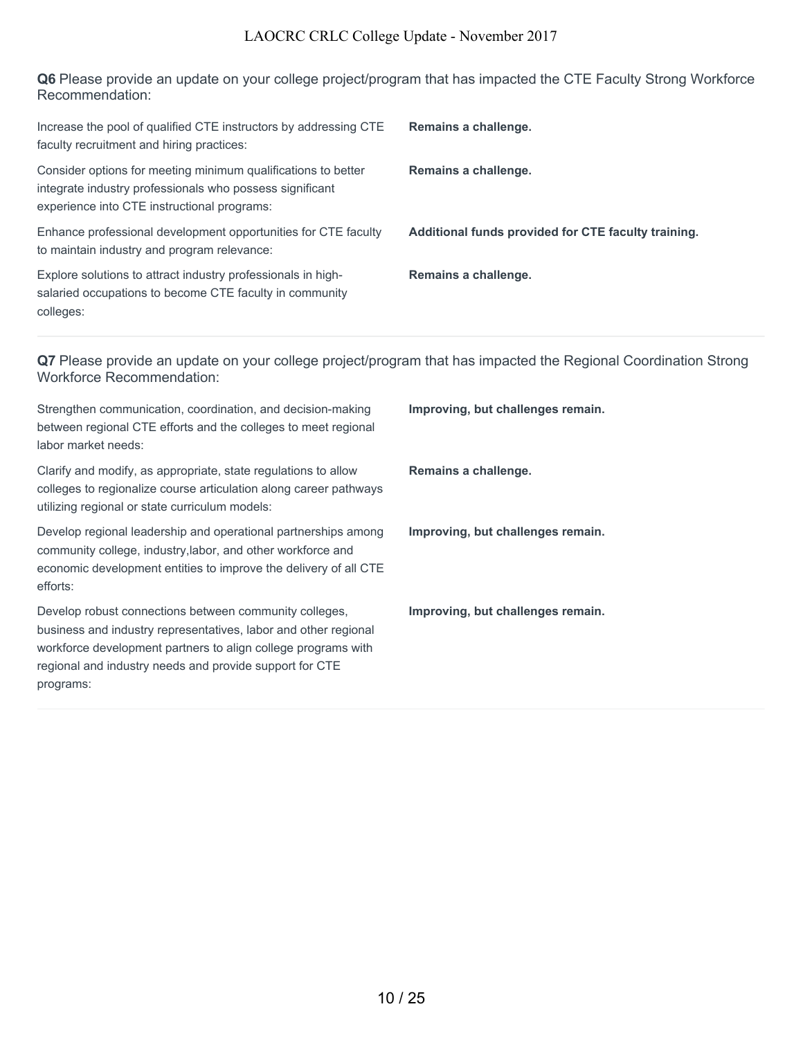**Q6** Please provide an update on your college project/program that has impacted the CTE Faculty Strong Workforce Recommendation:

| | |
|---|---|
| Increase the pool of qualified CTE instructors by addressing CTE faculty recruitment and hiring practices: | **Remains a challenge.** |
| Consider options for meeting minimum qualifications to better integrate industry professionals who possess significant experience into CTE instructional programs: | **Remains a challenge.** |
| Enhance professional development opportunities for CTE faculty to maintain industry and program relevance: | **Additional funds provided for CTE faculty training.** |
| Explore solutions to attract industry professionals in high-salaried occupations to become CTE faculty in community colleges: | **Remains a challenge.** |

**Q7** Please provide an update on your college project/program that has impacted the Regional Coordination Strong Workforce Recommendation:

| | |
|---|---|
| Strengthen communication, coordination, and decision-making between regional CTE efforts and the colleges to meet regional labor market needs: | **Improving, but challenges remain.** |
| Clarify and modify, as appropriate, state regulations to allow colleges to regionalize course articulation along career pathways utilizing regional or state curriculum models: | **Remains a challenge.** |
| Develop regional leadership and operational partnerships among community college, industry,labor, and other workforce and economic development entities to improve the delivery of all CTE efforts: | **Improving, but challenges remain.** |
| Develop robust connections between community colleges, business and industry representatives, labor and other regional workforce development partners to align college programs with regional and industry needs and provide support for CTE programs: | **Improving, but challenges remain.** |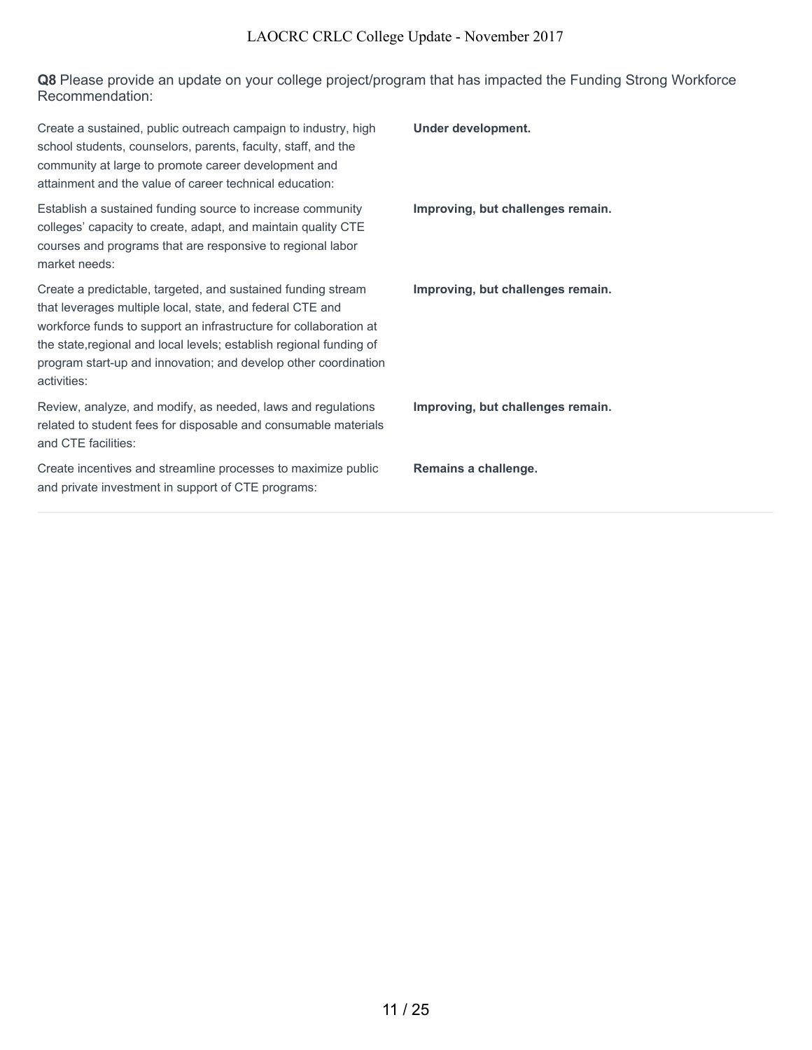**Q8** Please provide an update on your college project/program that has impacted the Funding Strong Workforce Recommendation:

| | |
|---|---|
| Create a sustained, public outreach campaign to industry, high school students, counselors, parents, faculty, staff, and the community at large to promote career development and attainment and the value of career technical education: | **Under development.** |
| Establish a sustained funding source to increase community colleges' capacity to create, adapt, and maintain quality CTE courses and programs that are responsive to regional labor market needs: | **Improving, but challenges remain.** |
| Create a predictable, targeted, and sustained funding stream that leverages multiple local, state, and federal CTE and workforce funds to support an infrastructure for collaboration at the state,regional and local levels; establish regional funding of program start-up and innovation; and develop other coordination activities: | **Improving, but challenges remain.** |
| Review, analyze, and modify, as needed, laws and regulations related to student fees for disposable and consumable materials and CTE facilities: | **Improving, but challenges remain.** |
| Create incentives and streamline processes to maximize public and private investment in support of CTE programs: | **Remains a challenge.** |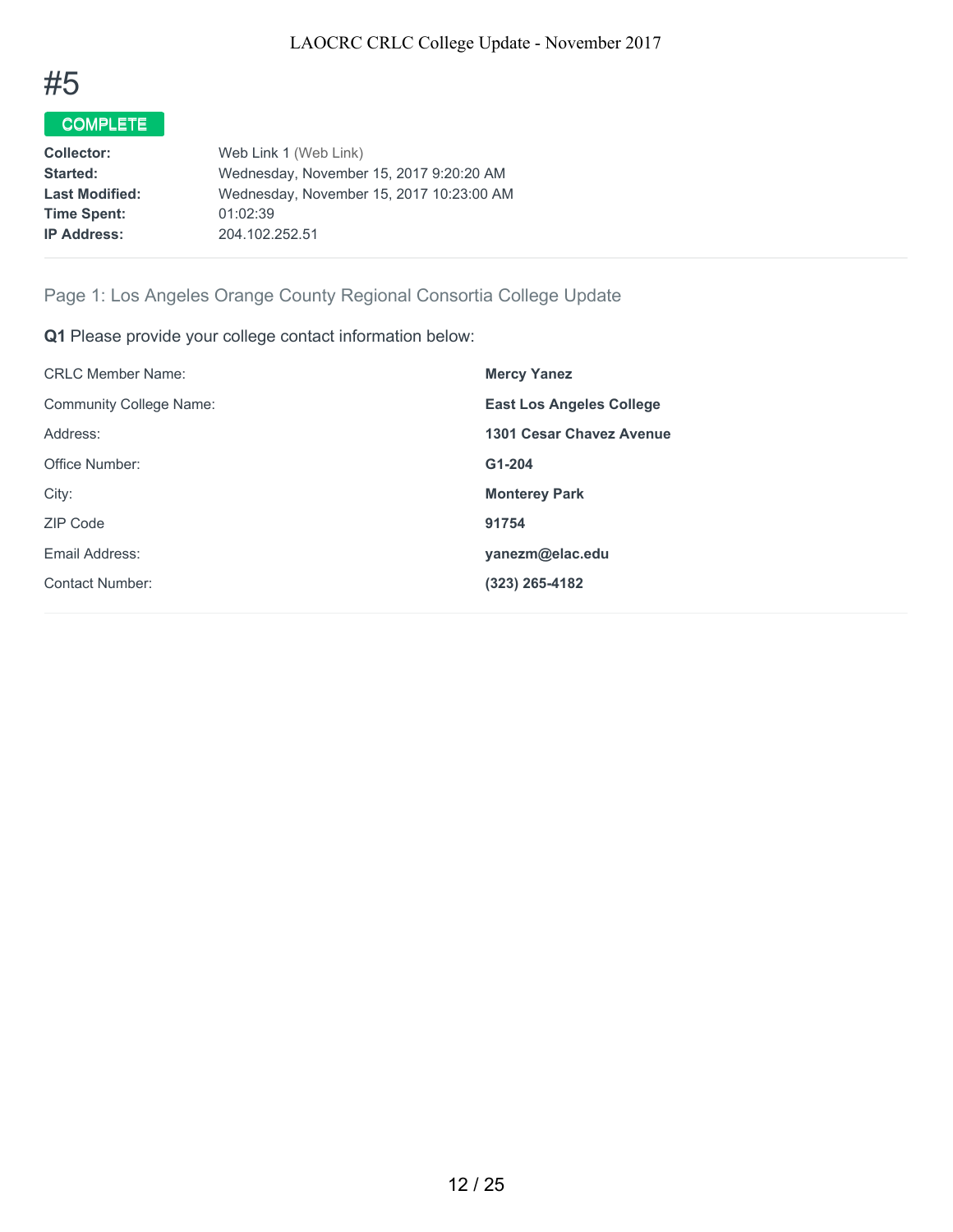# #5

**COMPLETE**

| | |
|---|---|
| **Collector:** | Web Link 1 (Web Link) |
| **Started:** | Wednesday, November 15, 2017 9:20:20 AM |
| **Last Modified:** | Wednesday, November 15, 2017 10:23:00 AM |
| **Time Spent:** | 01:02:39 |
| **IP Address:** | 204.102.252.51 |

## Page 1: Los Angeles Orange County Regional Consortia College Update

**Q1** Please provide your college contact information below:

| | |
|---|---|
| CRLC Member Name: | **Mercy Yanez** |
| Community College Name: | **East Los Angeles College** |
| Address: | **1301 Cesar Chavez Avenue** |
| Office Number: | **G1-204** |
| City: | **Monterey Park** |
| ZIP Code | **91754** |
| Email Address: | **yanezm@elac.edu** |
| Contact Number: | **(323) 265-4182** |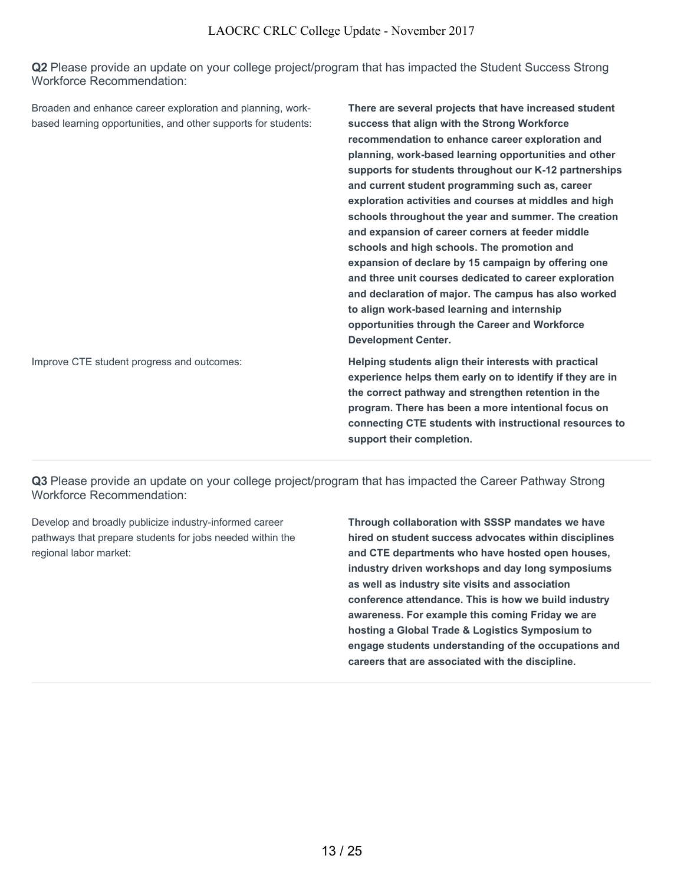**Q2** Please provide an update on your college project/program that has impacted the Student Success Strong Workforce Recommendation:

Broaden and enhance career exploration and planning, work-based learning opportunities, and other supports for students:

**There are several projects that have increased student success that align with the Strong Workforce recommendation to enhance career exploration and planning, work-based learning opportunities and other supports for students throughout our K-12 partnerships and current student programming such as, career exploration activities and courses at middles and high schools throughout the year and summer. The creation and expansion of career corners at feeder middle schools and high schools. The promotion and expansion of declare by 15 campaign by offering one and three unit courses dedicated to career exploration and declaration of major. The campus has also worked to align work-based learning and internship opportunities through the Career and Workforce Development Center.**

Improve CTE student progress and outcomes:

**Helping students align their interests with practical experience helps them early on to identify if they are in the correct pathway and strengthen retention in the program. There has been a more intentional focus on connecting CTE students with instructional resources to support their completion.**

---

**Q3** Please provide an update on your college project/program that has impacted the Career Pathway Strong Workforce Recommendation:

Develop and broadly publicize industry-informed career pathways that prepare students for jobs needed within the regional labor market:

**Through collaboration with SSSP mandates we have hired on student success advocates within disciplines and CTE departments who have hosted open houses, industry driven workshops and day long symposiums as well as industry site visits and association conference attendance. This is how we build industry awareness. For example this coming Friday we are hosting a Global Trade & Logistics Symposium to engage students understanding of the occupations and careers that are associated with the discipline.**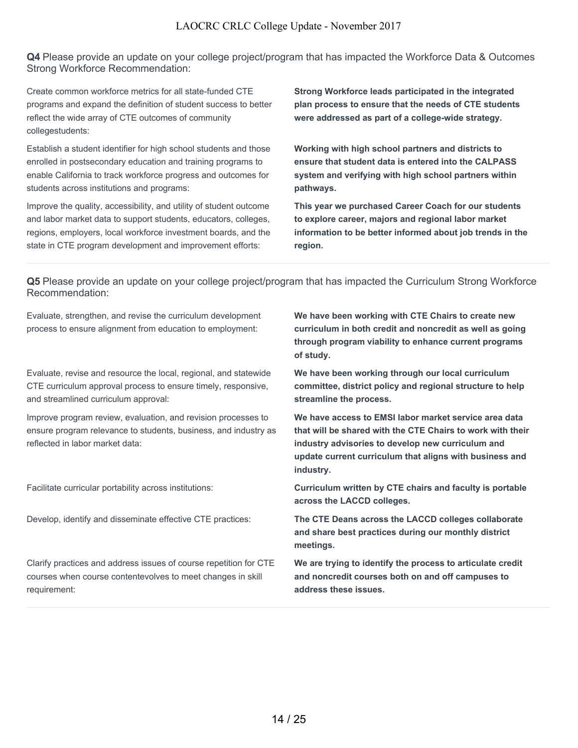**Q4** Please provide an update on your college project/program that has impacted the Workforce Data & Outcomes Strong Workforce Recommendation:

| | |
|---|---|
| Create common workforce metrics for all state-funded CTE programs and expand the definition of student success to better reflect the wide array of CTE outcomes of community collegestudents: | **Strong Workforce leads participated in the integrated plan process to ensure that the needs of CTE students were addressed as part of a college-wide strategy.** |
| Establish a student identifier for high school students and those enrolled in postsecondary education and training programs to enable California to track workforce progress and outcomes for students across institutions and programs: | **Working with high school partners and districts to ensure that student data is entered into the CALPASS system and verifying with high school partners within pathways.** |
| Improve the quality, accessibility, and utility of student outcome and labor market data to support students, educators, colleges, regions, employers, local workforce investment boards, and the state in CTE program development and improvement efforts: | **This year we purchased Career Coach for our students to explore career, majors and regional labor market information to be better informed about job trends in the region.** |

**Q5** Please provide an update on your college project/program that has impacted the Curriculum Strong Workforce Recommendation:

| | |
|---|---|
| Evaluate, strengthen, and revise the curriculum development process to ensure alignment from education to employment: | **We have been working with CTE Chairs to create new curriculum in both credit and noncredit as well as going through program viability to enhance current programs of study.** |
| Evaluate, revise and resource the local, regional, and statewide CTE curriculum approval process to ensure timely, responsive, and streamlined curriculum approval: | **We have been working through our local curriculum committee, district policy and regional structure to help streamline the process.** |
| Improve program review, evaluation, and revision processes to ensure program relevance to students, business, and industry as reflected in labor market data: | **We have access to EMSI labor market service area data that will be shared with the CTE Chairs to work with their industry advisories to develop new curriculum and update current curriculum that aligns with business and industry.** |
| Facilitate curricular portability across institutions: | **Curriculum written by CTE chairs and faculty is portable across the LACCD colleges.** |
| Develop, identify and disseminate effective CTE practices: | **The CTE Deans across the LACCD colleges collaborate and share best practices during our monthly district meetings.** |
| Clarify practices and address issues of course repetition for CTE courses when course contentevolves to meet changes in skill requirement: | **We are trying to identify the process to articulate credit and noncredit courses both on and off campuses to address these issues.** |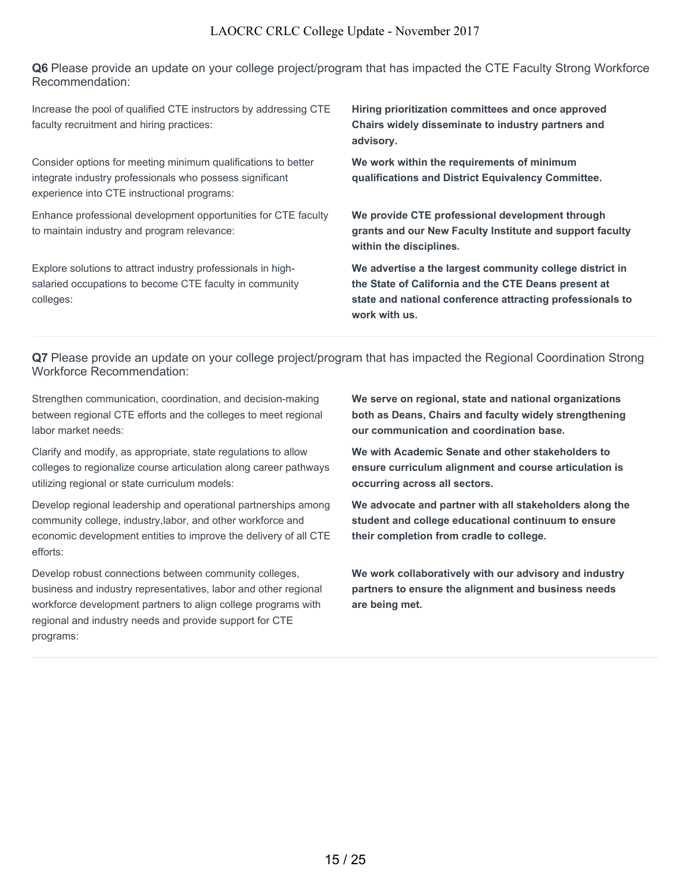**Q6** Please provide an update on your college project/program that has impacted the CTE Faculty Strong Workforce Recommendation:

| | |
|---|---|
| Increase the pool of qualified CTE instructors by addressing CTE faculty recruitment and hiring practices: | **Hiring prioritization committees and once approved Chairs widely disseminate to industry partners and advisory.** |
| Consider options for meeting minimum qualifications to better integrate industry professionals who possess significant experience into CTE instructional programs: | **We work within the requirements of minimum qualifications and District Equivalency Committee.** |
| Enhance professional development opportunities for CTE faculty to maintain industry and program relevance: | **We provide CTE professional development through grants and our New Faculty Institute and support faculty within the disciplines.** |
| Explore solutions to attract industry professionals in high-salaried occupations to become CTE faculty in community colleges: | **We advertise a the largest community college district in the State of California and the CTE Deans present at state and national conference attracting professionals to work with us.** |

**Q7** Please provide an update on your college project/program that has impacted the Regional Coordination Strong Workforce Recommendation:

| | |
|---|---|
| Strengthen communication, coordination, and decision-making between regional CTE efforts and the colleges to meet regional labor market needs: | **We serve on regional, state and national organizations both as Deans, Chairs and faculty widely strengthening our communication and coordination base.** |
| Clarify and modify, as appropriate, state regulations to allow colleges to regionalize course articulation along career pathways utilizing regional or state curriculum models: | **We with Academic Senate and other stakeholders to ensure curriculum alignment and course articulation is occurring across all sectors.** |
| Develop regional leadership and operational partnerships among community college, industry,labor, and other workforce and economic development entities to improve the delivery of all CTE efforts: | **We advocate and partner with all stakeholders along the student and college educational continuum to ensure their completion from cradle to college.** |
| Develop robust connections between community colleges, business and industry representatives, labor and other regional workforce development partners to align college programs with regional and industry needs and provide support for CTE programs: | **We work collaboratively with our advisory and industry partners to ensure the alignment and business needs are being met.** |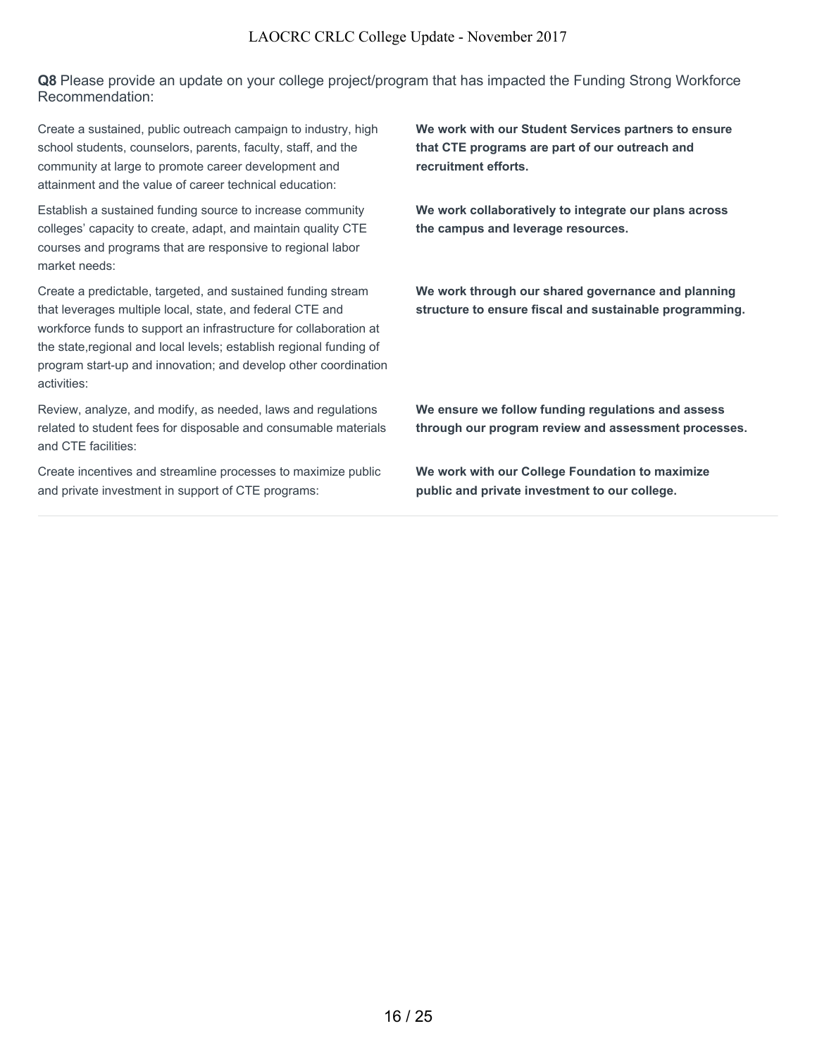**Q8** Please provide an update on your college project/program that has impacted the Funding Strong Workforce Recommendation:

| | |
|---|---|
| Create a sustained, public outreach campaign to industry, high school students, counselors, parents, faculty, staff, and the community at large to promote career development and attainment and the value of career technical education: | **We work with our Student Services partners to ensure that CTE programs are part of our outreach and recruitment efforts.** |
| Establish a sustained funding source to increase community colleges' capacity to create, adapt, and maintain quality CTE courses and programs that are responsive to regional labor market needs: | **We work collaboratively to integrate our plans across the campus and leverage resources.** |
| Create a predictable, targeted, and sustained funding stream that leverages multiple local, state, and federal CTE and workforce funds to support an infrastructure for collaboration at the state,regional and local levels; establish regional funding of program start-up and innovation; and develop other coordination activities: | **We work through our shared governance and planning structure to ensure fiscal and sustainable programming.** |
| Review, analyze, and modify, as needed, laws and regulations related to student fees for disposable and consumable materials and CTE facilities: | **We ensure we follow funding regulations and assess through our program review and assessment processes.** |
| Create incentives and streamline processes to maximize public and private investment in support of CTE programs: | **We work with our College Foundation to maximize public and private investment to our college.** |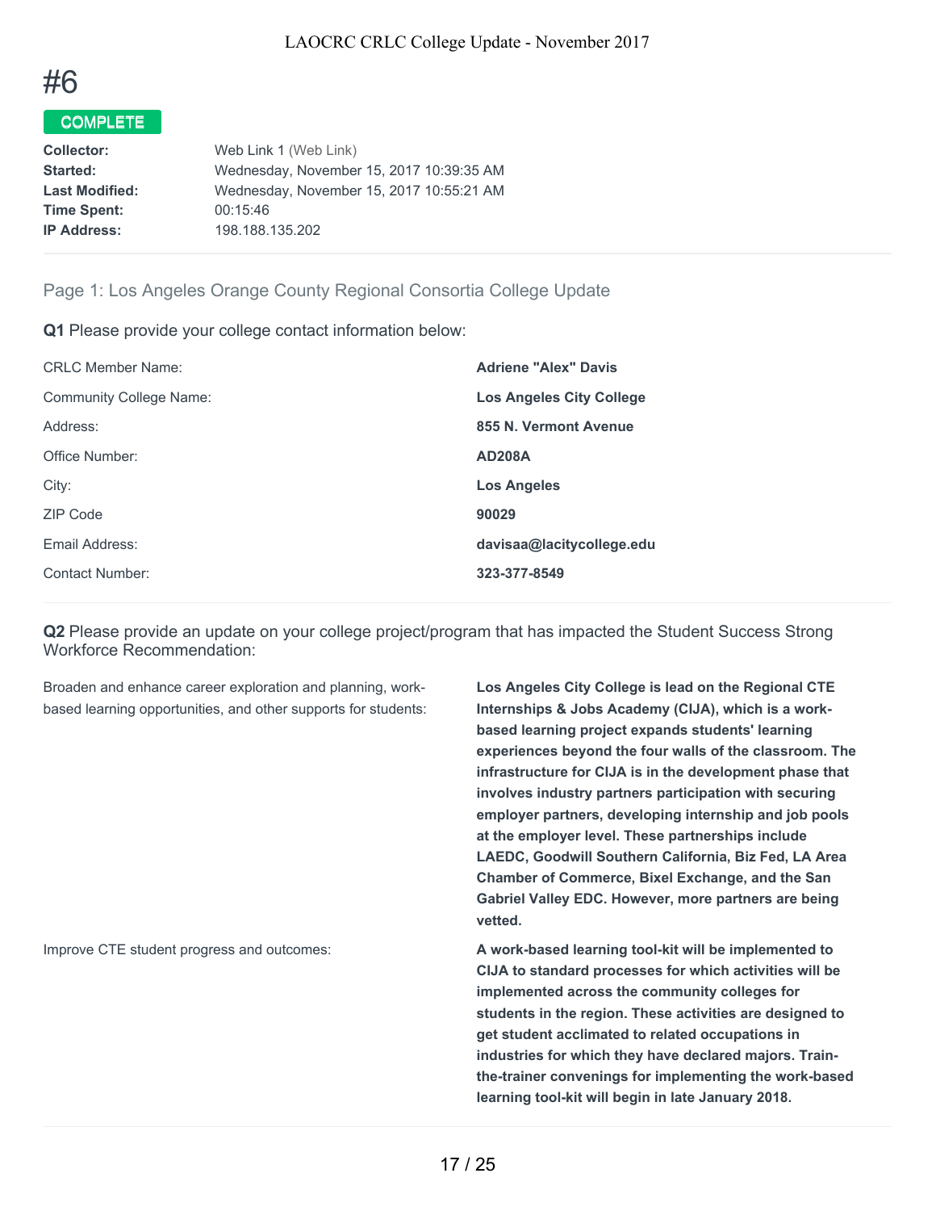# #6

**COMPLETE**

| | |
|---|---|
| **Collector:** | Web Link 1 (Web Link) |
| **Started:** | Wednesday, November 15, 2017 10:39:35 AM |
| **Last Modified:** | Wednesday, November 15, 2017 10:55:21 AM |
| **Time Spent:** | 00:15:46 |
| **IP Address:** | 198.188.135.202 |

## Page 1: Los Angeles Orange County Regional Consortia College Update

**Q1** Please provide your college contact information below:

| | |
|---|---|
| CRLC Member Name: | **Adriene "Alex" Davis** |
| Community College Name: | **Los Angeles City College** |
| Address: | **855 N. Vermont Avenue** |
| Office Number: | **AD208A** |
| City: | **Los Angeles** |
| ZIP Code | **90029** |
| Email Address: | **davisaa@lacitycollege.edu** |
| Contact Number: | **323-377-8549** |

**Q2** Please provide an update on your college project/program that has impacted the Student Success Strong Workforce Recommendation:

| | |
|---|---|
| Broaden and enhance career exploration and planning, work-based learning opportunities, and other supports for students: | **Los Angeles City College is lead on the Regional CTE Internships & Jobs Academy (CIJA), which is a work-based learning project expands students' learning experiences beyond the four walls of the classroom. The infrastructure for CIJA is in the development phase that involves industry partners participation with securing employer partners, developing internship and job pools at the employer level. These partnerships include LAEDC, Goodwill Southern California, Biz Fed, LA Area Chamber of Commerce, Bixel Exchange, and the San Gabriel Valley EDC. However, more partners are being vetted.** |
| Improve CTE student progress and outcomes: | **A work-based learning tool-kit will be implemented to CIJA to standard processes for which activities will be implemented across the community colleges for students in the region. These activities are designed to get student acclimated to related occupations in industries for which they have declared majors. Train-the-trainer convenings for implementing the work-based learning tool-kit will begin in late January 2018.** |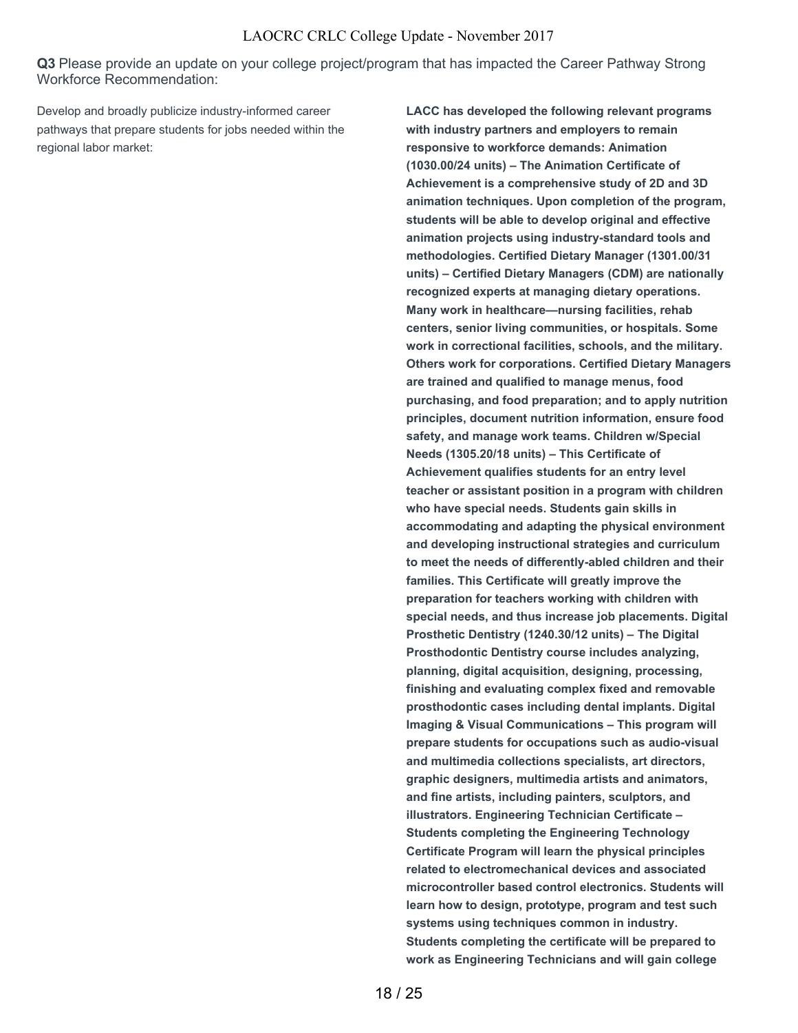**Q3** Please provide an update on your college project/program that has impacted the Career Pathway Strong Workforce Recommendation:

Develop and broadly publicize industry-informed career pathways that prepare students for jobs needed within the regional labor market:

**LACC has developed the following relevant programs with industry partners and employers to remain responsive to workforce demands: Animation (1030.00/24 units) – The Animation Certificate of Achievement is a comprehensive study of 2D and 3D animation techniques. Upon completion of the program, students will be able to develop original and effective animation projects using industry-standard tools and methodologies. Certified Dietary Manager (1301.00/31 units) – Certified Dietary Managers (CDM) are nationally recognized experts at managing dietary operations. Many work in healthcare—nursing facilities, rehab centers, senior living communities, or hospitals. Some work in correctional facilities, schools, and the military. Others work for corporations. Certified Dietary Managers are trained and qualified to manage menus, food purchasing, and food preparation; and to apply nutrition principles, document nutrition information, ensure food safety, and manage work teams. Children w/Special Needs (1305.20/18 units) – This Certificate of Achievement qualifies students for an entry level teacher or assistant position in a program with children who have special needs. Students gain skills in accommodating and adapting the physical environment and developing instructional strategies and curriculum to meet the needs of differently-abled children and their families. This Certificate will greatly improve the preparation for teachers working with children with special needs, and thus increase job placements. Digital Prosthetic Dentistry (1240.30/12 units) – The Digital Prosthodontic Dentistry course includes analyzing, planning, digital acquisition, designing, processing, finishing and evaluating complex fixed and removable prosthodontic cases including dental implants. Digital Imaging & Visual Communications – This program will prepare students for occupations such as audio-visual and multimedia collections specialists, art directors, graphic designers, multimedia artists and animators, and fine artists, including painters, sculptors, and illustrators. Engineering Technician Certificate – Students completing the Engineering Technology Certificate Program will learn the physical principles related to electromechanical devices and associated microcontroller based control electronics. Students will learn how to design, prototype, program and test such systems using techniques common in industry. Students completing the certificate will be prepared to work as Engineering Technicians and will gain college**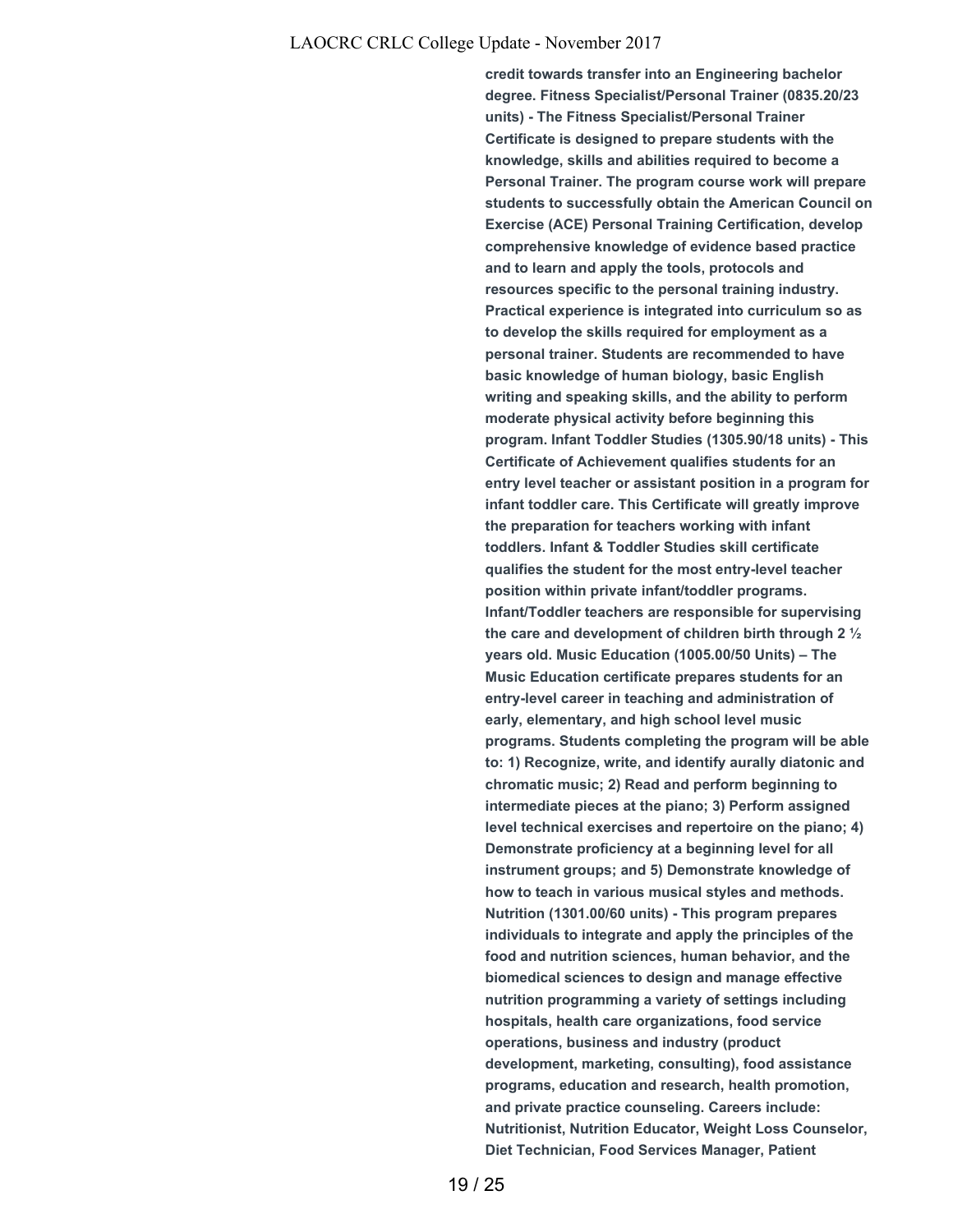**credit towards transfer into an Engineering bachelor degree. Fitness Specialist/Personal Trainer (0835.20/23 units) - The Fitness Specialist/Personal Trainer Certificate is designed to prepare students with the knowledge, skills and abilities required to become a Personal Trainer. The program course work will prepare students to successfully obtain the American Council on Exercise (ACE) Personal Training Certification, develop comprehensive knowledge of evidence based practice and to learn and apply the tools, protocols and resources specific to the personal training industry. Practical experience is integrated into curriculum so as to develop the skills required for employment as a personal trainer. Students are recommended to have basic knowledge of human biology, basic English writing and speaking skills, and the ability to perform moderate physical activity before beginning this program. Infant Toddler Studies (1305.90/18 units) - This Certificate of Achievement qualifies students for an entry level teacher or assistant position in a program for infant toddler care. This Certificate will greatly improve the preparation for teachers working with infant toddlers. Infant & Toddler Studies skill certificate qualifies the student for the most entry-level teacher position within private infant/toddler programs. Infant/Toddler teachers are responsible for supervising the care and development of children birth through 2 ½ years old. Music Education (1005.00/50 Units) – The Music Education certificate prepares students for an entry-level career in teaching and administration of early, elementary, and high school level music programs. Students completing the program will be able to: 1) Recognize, write, and identify aurally diatonic and chromatic music; 2) Read and perform beginning to intermediate pieces at the piano; 3) Perform assigned level technical exercises and repertoire on the piano; 4) Demonstrate proficiency at a beginning level for all instrument groups; and 5) Demonstrate knowledge of how to teach in various musical styles and methods. Nutrition (1301.00/60 units) - This program prepares individuals to integrate and apply the principles of the food and nutrition sciences, human behavior, and the biomedical sciences to design and manage effective nutrition programming a variety of settings including hospitals, health care organizations, food service operations, business and industry (product development, marketing, consulting), food assistance programs, education and research, health promotion, and private practice counseling. Careers include: Nutritionist, Nutrition Educator, Weight Loss Counselor, Diet Technician, Food Services Manager, Patient**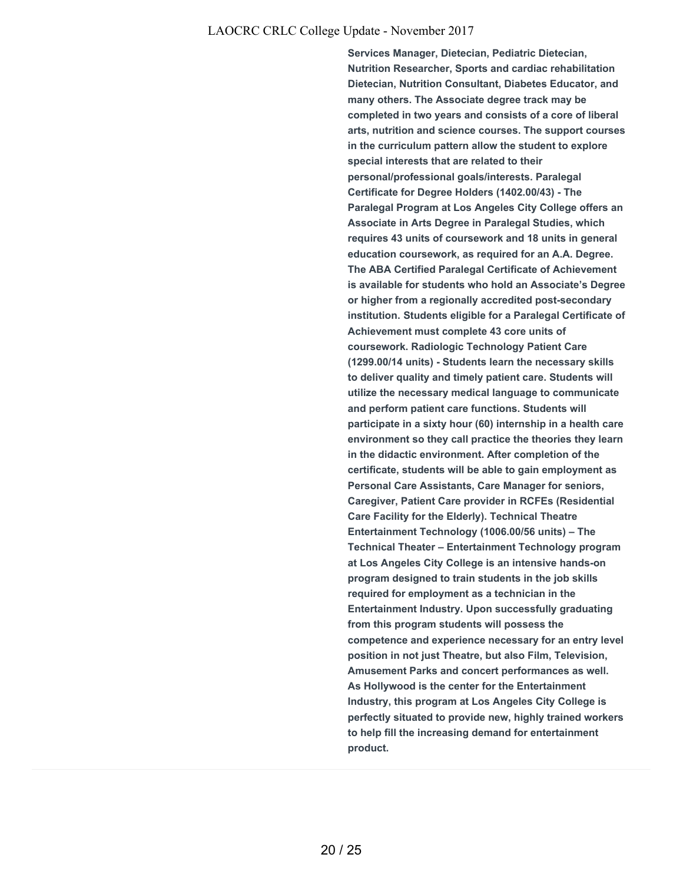**Services Manager, Dietecian, Pediatric Dietecian, Nutrition Researcher, Sports and cardiac rehabilitation Dietecian, Nutrition Consultant, Diabetes Educator, and many others. The Associate degree track may be completed in two years and consists of a core of liberal arts, nutrition and science courses. The support courses in the curriculum pattern allow the student to explore special interests that are related to their personal/professional goals/interests. Paralegal Certificate for Degree Holders (1402.00/43) - The Paralegal Program at Los Angeles City College offers an Associate in Arts Degree in Paralegal Studies, which requires 43 units of coursework and 18 units in general education coursework, as required for an A.A. Degree. The ABA Certified Paralegal Certificate of Achievement is available for students who hold an Associate's Degree or higher from a regionally accredited post-secondary institution. Students eligible for a Paralegal Certificate of Achievement must complete 43 core units of coursework. Radiologic Technology Patient Care (1299.00/14 units) - Students learn the necessary skills to deliver quality and timely patient care. Students will utilize the necessary medical language to communicate and perform patient care functions. Students will participate in a sixty hour (60) internship in a health care environment so they call practice the theories they learn in the didactic environment. After completion of the certificate, students will be able to gain employment as Personal Care Assistants, Care Manager for seniors, Caregiver, Patient Care provider in RCFEs (Residential Care Facility for the Elderly). Technical Theatre Entertainment Technology (1006.00/56 units) – The Technical Theater – Entertainment Technology program at Los Angeles City College is an intensive hands-on program designed to train students in the job skills required for employment as a technician in the Entertainment Industry. Upon successfully graduating from this program students will possess the competence and experience necessary for an entry level position in not just Theatre, but also Film, Television, Amusement Parks and concert performances as well. As Hollywood is the center for the Entertainment Industry, this program at Los Angeles City College is perfectly situated to provide new, highly trained workers to help fill the increasing demand for entertainment product.**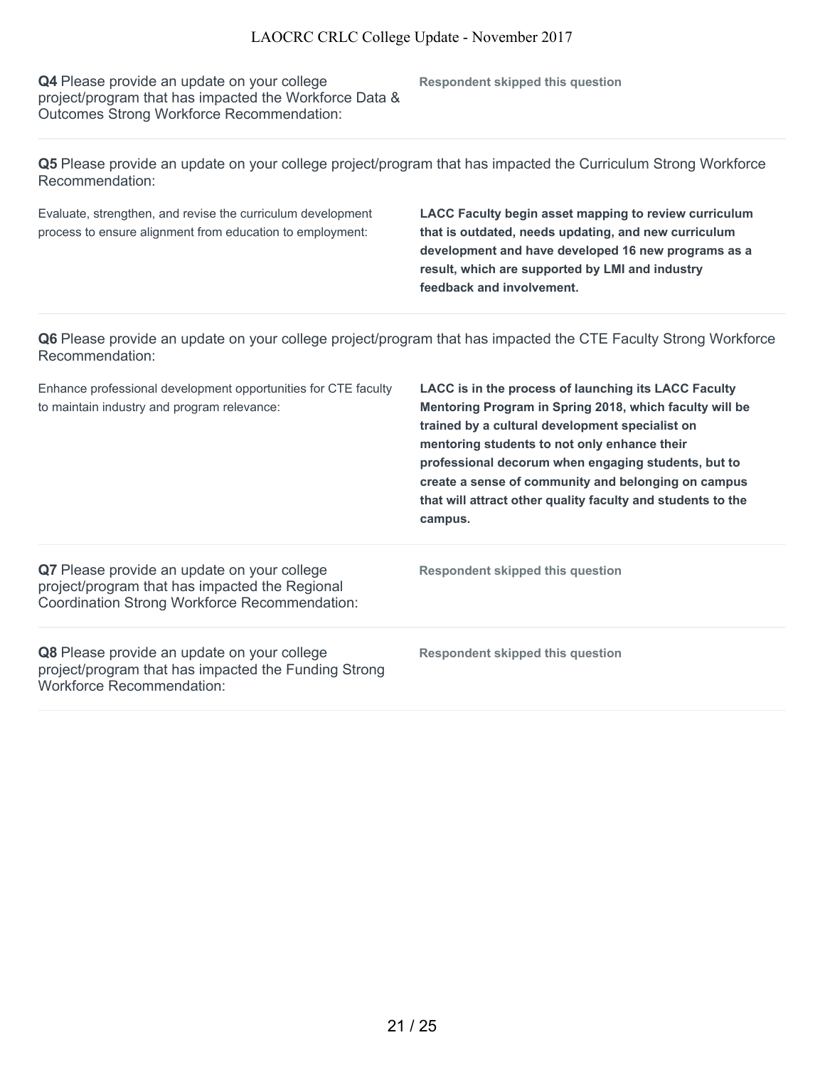**Q4** Please provide an update on your college project/program that has impacted the Workforce Data & Outcomes Strong Workforce Recommendation:

**Respondent skipped this question**

---

**Q5** Please provide an update on your college project/program that has impacted the Curriculum Strong Workforce Recommendation:

| | |
|---|---|
| Evaluate, strengthen, and revise the curriculum development process to ensure alignment from education to employment: | **LACC Faculty begin asset mapping to review curriculum that is outdated, needs updating, and new curriculum development and have developed 16 new programs as a result, which are supported by LMI and industry feedback and involvement.** |

---

**Q6** Please provide an update on your college project/program that has impacted the CTE Faculty Strong Workforce Recommendation:

| | |
|---|---|
| Enhance professional development opportunities for CTE faculty to maintain industry and program relevance: | **LACC is in the process of launching its LACC Faculty Mentoring Program in Spring 2018, which faculty will be trained by a cultural development specialist on mentoring students to not only enhance their professional decorum when engaging students, but to create a sense of community and belonging on campus that will attract other quality faculty and students to the campus.** |

---

**Q7** Please provide an update on your college project/program that has impacted the Regional Coordination Strong Workforce Recommendation:

**Respondent skipped this question**

---

**Q8** Please provide an update on your college project/program that has impacted the Funding Strong Workforce Recommendation:

**Respondent skipped this question**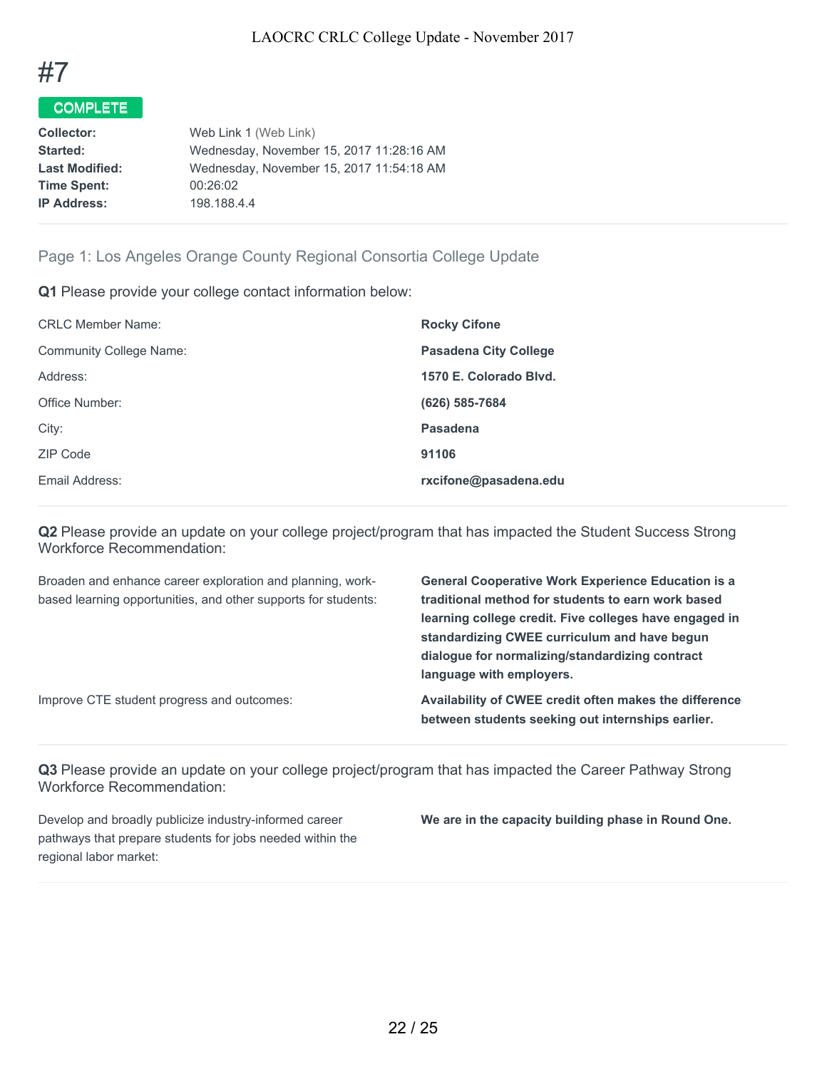# #7

**COMPLETE**

| | |
|---|---|
| **Collector:** | Web Link 1 (Web Link) |
| **Started:** | Wednesday, November 15, 2017 11:28:16 AM |
| **Last Modified:** | Wednesday, November 15, 2017 11:54:18 AM |
| **Time Spent:** | 00:26:02 |
| **IP Address:** | 198.188.4.4 |

## Page 1: Los Angeles Orange County Regional Consortia College Update

**Q1** Please provide your college contact information below:

| | |
|---|---|
| CRLC Member Name: | **Rocky Cifone** |
| Community College Name: | **Pasadena City College** |
| Address: | **1570 E. Colorado Blvd.** |
| Office Number: | **(626) 585-7684** |
| City: | **Pasadena** |
| ZIP Code | **91106** |
| Email Address: | **rxcifone@pasadena.edu** |

**Q2** Please provide an update on your college project/program that has impacted the Student Success Strong Workforce Recommendation:

| | |
|---|---|
| Broaden and enhance career exploration and planning, work-based learning opportunities, and other supports for students: | **General Cooperative Work Experience Education is a traditional method for students to earn work based learning college credit. Five colleges have engaged in standardizing CWEE curriculum and have begun dialogue for normalizing/standardizing contract language with employers.** |
| Improve CTE student progress and outcomes: | **Availability of CWEE credit often makes the difference between students seeking out internships earlier.** |

**Q3** Please provide an update on your college project/program that has impacted the Career Pathway Strong Workforce Recommendation:

| | |
|---|---|
| Develop and broadly publicize industry-informed career pathways that prepare students for jobs needed within the regional labor market: | **We are in the capacity building phase in Round One.** |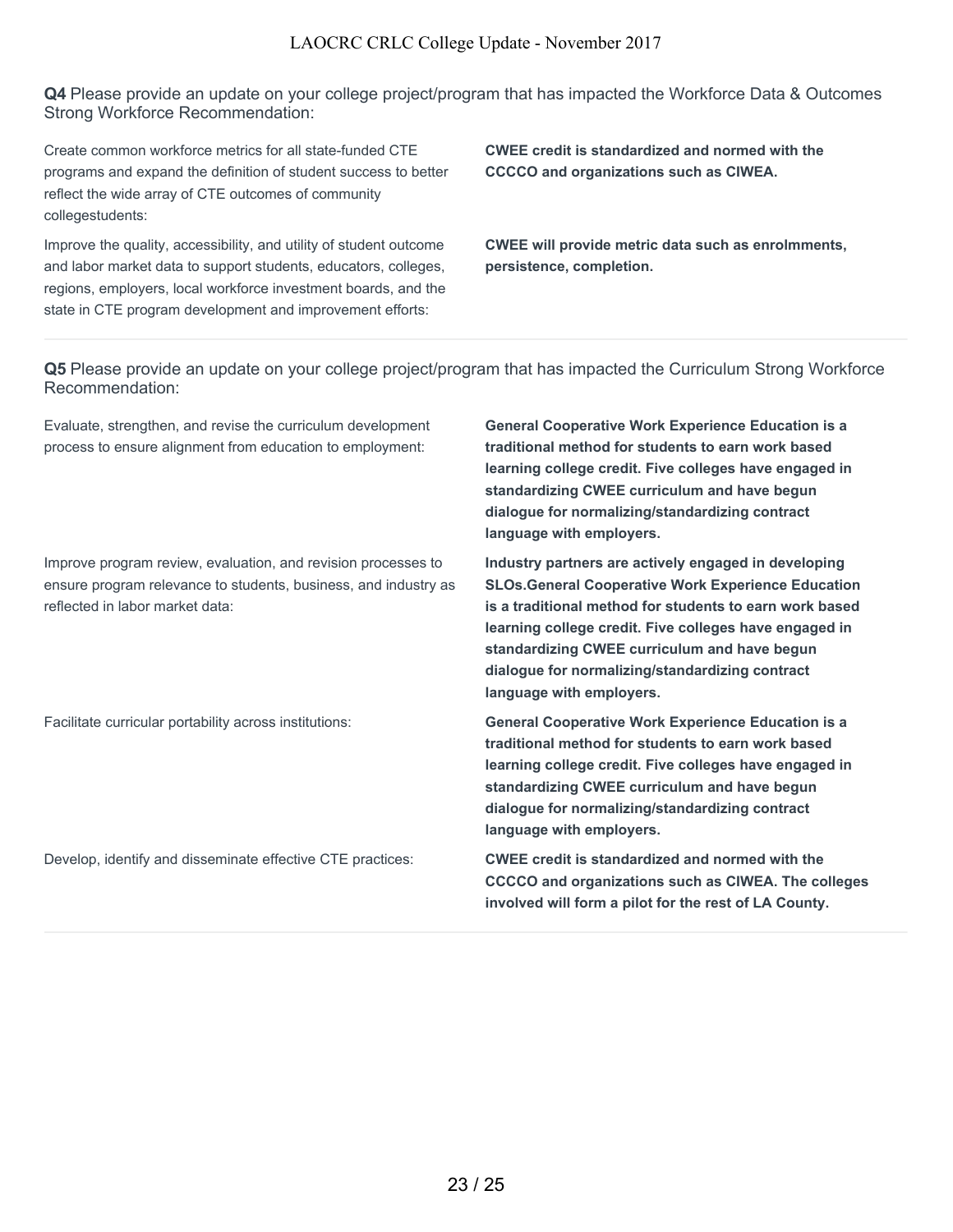**Q4** Please provide an update on your college project/program that has impacted the Workforce Data & Outcomes Strong Workforce Recommendation:

| | |
|---|---|
| Create common workforce metrics for all state-funded CTE programs and expand the definition of student success to better reflect the wide array of CTE outcomes of community collegestudents: | **CWEE credit is standardized and normed with the CCCCO and organizations such as CIWEA.** |
| Improve the quality, accessibility, and utility of student outcome and labor market data to support students, educators, colleges, regions, employers, local workforce investment boards, and the state in CTE program development and improvement efforts: | **CWEE will provide metric data such as enrolmments, persistence, completion.** |

**Q5** Please provide an update on your college project/program that has impacted the Curriculum Strong Workforce Recommendation:

| | |
|---|---|
| Evaluate, strengthen, and revise the curriculum development process to ensure alignment from education to employment: | **General Cooperative Work Experience Education is a traditional method for students to earn work based learning college credit. Five colleges have engaged in standardizing CWEE curriculum and have begun dialogue for normalizing/standardizing contract language with employers.** |
| Improve program review, evaluation, and revision processes to ensure program relevance to students, business, and industry as reflected in labor market data: | **Industry partners are actively engaged in developing SLOs.General Cooperative Work Experience Education is a traditional method for students to earn work based learning college credit. Five colleges have engaged in standardizing CWEE curriculum and have begun dialogue for normalizing/standardizing contract language with employers.** |
| Facilitate curricular portability across institutions: | **General Cooperative Work Experience Education is a traditional method for students to earn work based learning college credit. Five colleges have engaged in standardizing CWEE curriculum and have begun dialogue for normalizing/standardizing contract language with employers.** |
| Develop, identify and disseminate effective CTE practices: | **CWEE credit is standardized and normed with the CCCCO and organizations such as CIWEA. The colleges involved will form a pilot for the rest of LA County.** |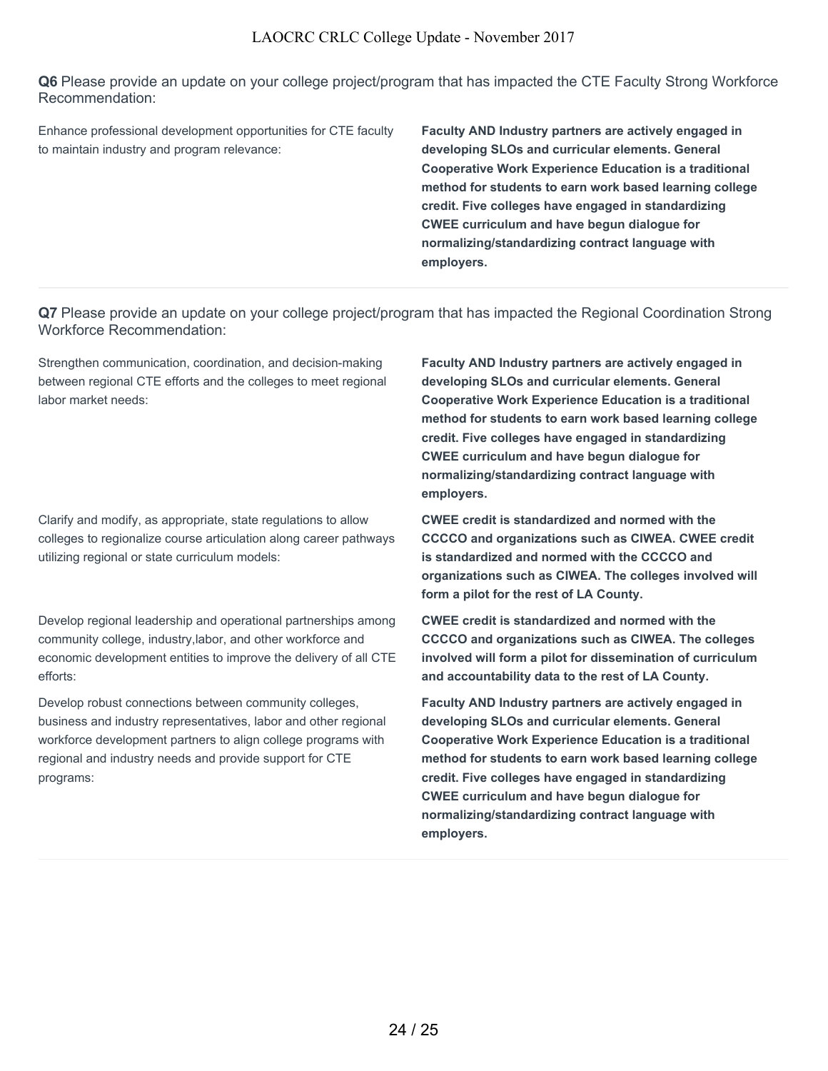**Q6** Please provide an update on your college project/program that has impacted the CTE Faculty Strong Workforce Recommendation:

| | |
|---|---|
| Enhance professional development opportunities for CTE faculty to maintain industry and program relevance: | **Faculty AND Industry partners are actively engaged in developing SLOs and curricular elements. General Cooperative Work Experience Education is a traditional method for students to earn work based learning college credit. Five colleges have engaged in standardizing CWEE curriculum and have begun dialogue for normalizing/standardizing contract language with employers.** |

**Q7** Please provide an update on your college project/program that has impacted the Regional Coordination Strong Workforce Recommendation:

| | |
|---|---|
| Strengthen communication, coordination, and decision-making between regional CTE efforts and the colleges to meet regional labor market needs: | **Faculty AND Industry partners are actively engaged in developing SLOs and curricular elements. General Cooperative Work Experience Education is a traditional method for students to earn work based learning college credit. Five colleges have engaged in standardizing CWEE curriculum and have begun dialogue for normalizing/standardizing contract language with employers.** |
| Clarify and modify, as appropriate, state regulations to allow colleges to regionalize course articulation along career pathways utilizing regional or state curriculum models: | **CWEE credit is standardized and normed with the CCCCO and organizations such as CIWEA. CWEE credit is standardized and normed with the CCCCO and organizations such as CIWEA. The colleges involved will form a pilot for the rest of LA County.** |
| Develop regional leadership and operational partnerships among community college, industry,labor, and other workforce and economic development entities to improve the delivery of all CTE efforts: | **CWEE credit is standardized and normed with the CCCCO and organizations such as CIWEA. The colleges involved will form a pilot for dissemination of curriculum and accountability data to the rest of LA County.** |
| Develop robust connections between community colleges, business and industry representatives, labor and other regional workforce development partners to align college programs with regional and industry needs and provide support for CTE programs: | **Faculty AND Industry partners are actively engaged in developing SLOs and curricular elements. General Cooperative Work Experience Education is a traditional method for students to earn work based learning college credit. Five colleges have engaged in standardizing CWEE curriculum and have begun dialogue for normalizing/standardizing contract language with employers.** |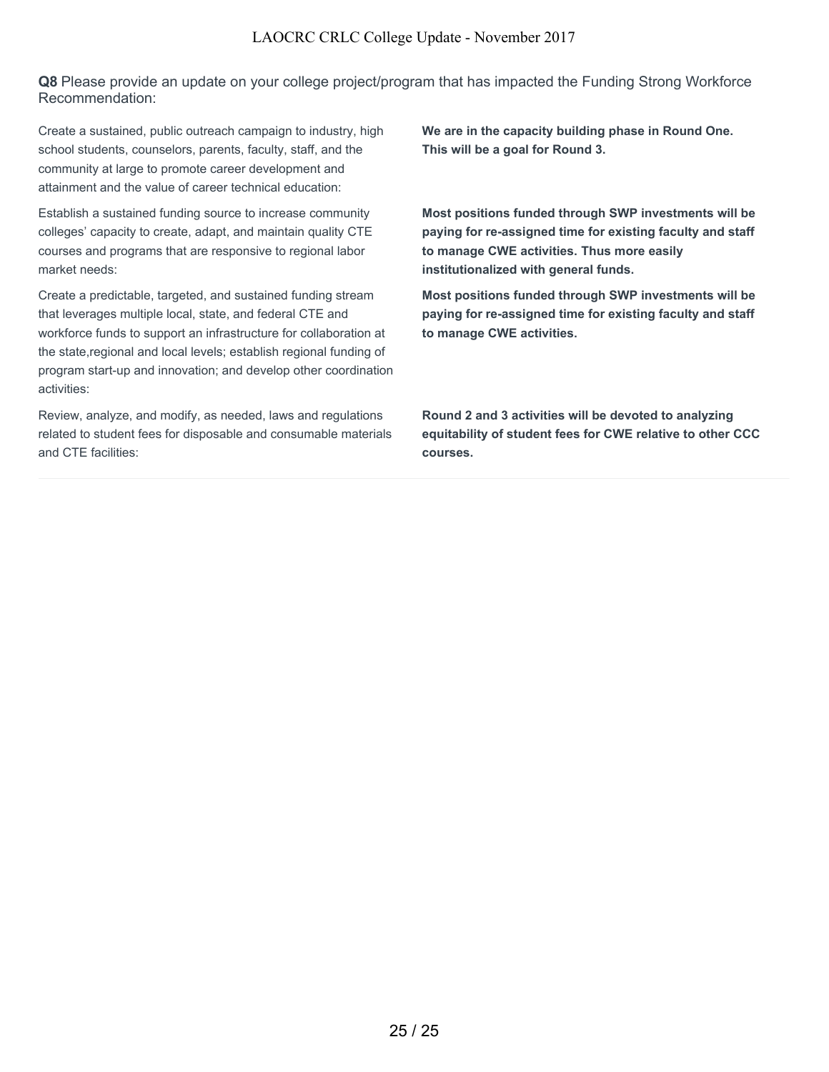**Q8** Please provide an update on your college project/program that has impacted the Funding Strong Workforce Recommendation:

| | |
|---|---|
| Create a sustained, public outreach campaign to industry, high school students, counselors, parents, faculty, staff, and the community at large to promote career development and attainment and the value of career technical education: | **We are in the capacity building phase in Round One. This will be a goal for Round 3.** |
| Establish a sustained funding source to increase community colleges' capacity to create, adapt, and maintain quality CTE courses and programs that are responsive to regional labor market needs: | **Most positions funded through SWP investments will be paying for re-assigned time for existing faculty and staff to manage CWE activities. Thus more easily institutionalized with general funds.** |
| Create a predictable, targeted, and sustained funding stream that leverages multiple local, state, and federal CTE and workforce funds to support an infrastructure for collaboration at the state,regional and local levels; establish regional funding of program start-up and innovation; and develop other coordination activities: | **Most positions funded through SWP investments will be paying for re-assigned time for existing faculty and staff to manage CWE activities.** |
| Review, analyze, and modify, as needed, laws and regulations related to student fees for disposable and consumable materials and CTE facilities: | **Round 2 and 3 activities will be devoted to analyzing equitability of student fees for CWE relative to other CCC courses.** |